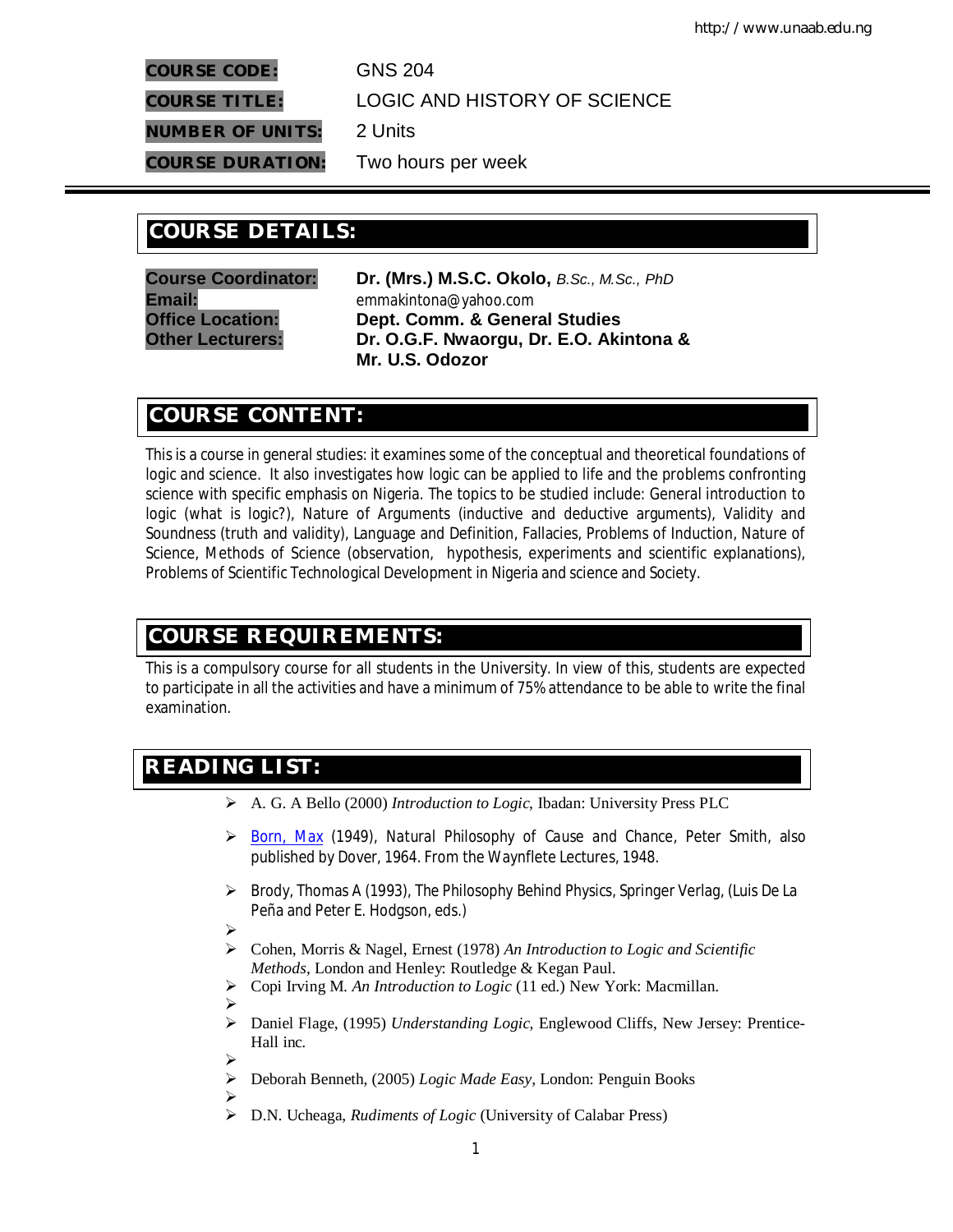| | |
|---|---|
| **COURSE CODE:** | GNS 204 |
| **COURSE TITLE:** | LOGIC AND HISTORY OF SCIENCE |
| **NUMBER OF UNITS:** | 2 Units |
| **COURSE DURATION:** | Two hours per week |

## COURSE DETAILS:

| | |
|---|---|
| **Course Coordinator:** | **Dr. (Mrs.) M.S.C. Okolo,** *B.Sc., M.Sc., PhD* |
| **Email:** | emmakintona@yahoo.com |
| **Office Location:** | **Dept. Comm. & General Studies** |
| **Other Lecturers:** | **Dr. O.G.F. Nwaorgu, Dr. E.O. Akintona & Mr. U.S. Odozor** |

## COURSE CONTENT:

This is a course in general studies: it examines some of the conceptual and theoretical foundations of logic and science. It also investigates how logic can be applied to life and the problems confronting science with specific emphasis on Nigeria. The topics to be studied include: General introduction to logic (what is logic?), Nature of Arguments (inductive and deductive arguments), Validity and Soundness (truth and validity), Language and Definition, Fallacies, Problems of Induction, Nature of Science, Methods of Science (observation, hypothesis, experiments and scientific explanations), Problems of Scientific Technological Development in Nigeria and science and Society.

## COURSE REQUIREMENTS:

This is a compulsory course for all students in the University. In view of this, students are expected to participate in all the activities and have a minimum of 75% attendance to be able to write the final examination.

## READING LIST:

- A. G. A Bello (2000) *Introduction to Logic*, Ibadan: University Press PLC
- Born, Max (1949), Natural Philosophy of Cause and Chance, Peter Smith, also published by Dover, 1964. From the Waynflete Lectures, 1948.
- Brody, Thomas A (1993), The Philosophy Behind Physics, Springer Verlag, (Luis De La Peña and Peter E. Hodgson, eds.)
- Cohen, Morris & Nagel, Ernest (1978) *An Introduction to Logic and Scientific Methods*, London and Henley: Routledge & Kegan Paul.
- Copi Irving M. *An Introduction to Logic* (11 ed.) New York: Macmillan.
- Daniel Flage, (1995) *Understanding Logic*, Englewood Cliffs, New Jersey: Prentice-Hall inc.
- Deborah Benneth, (2005) *Logic Made Easy*, London: Penguin Books
- D.N. Ucheaga, *Rudiments of Logic* (University of Calabar Press)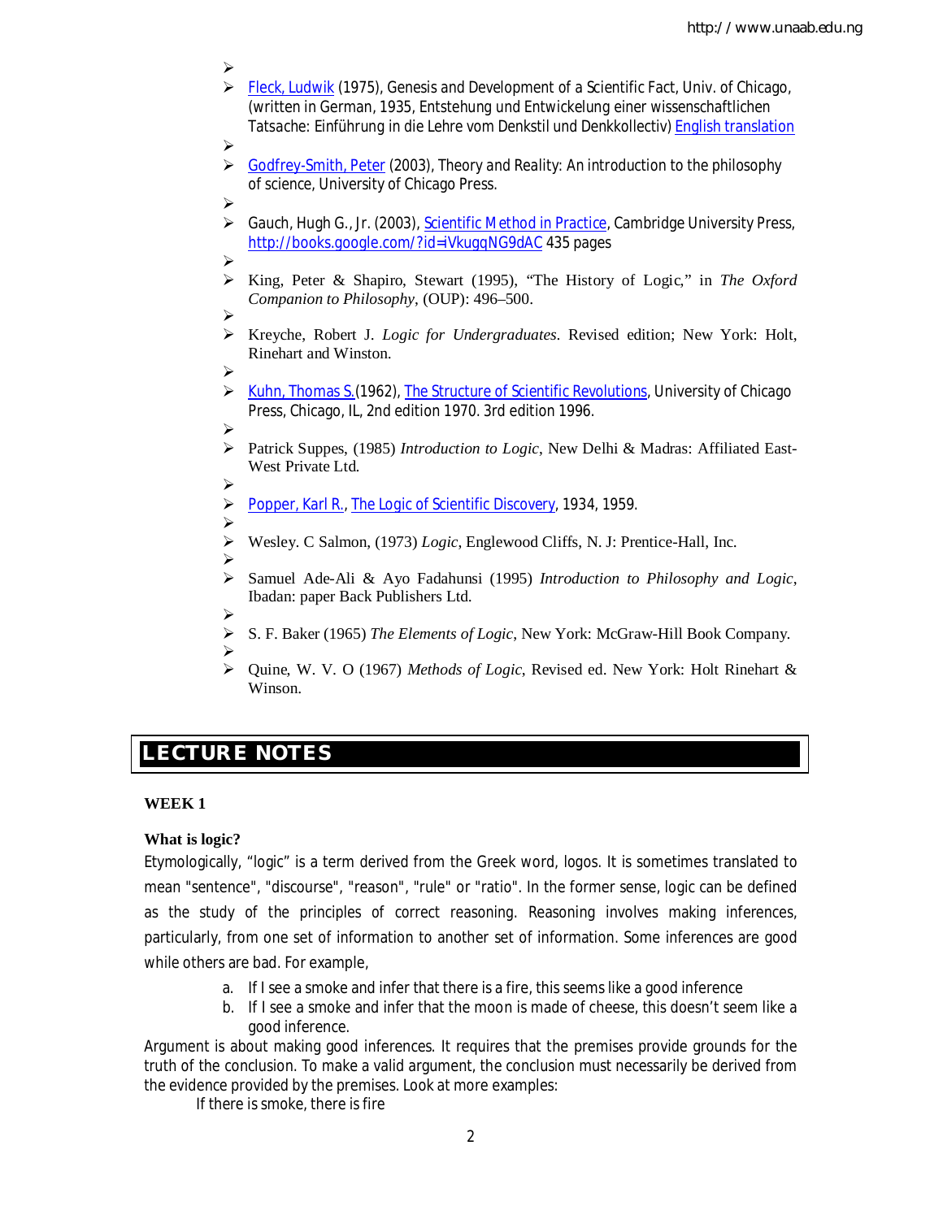- Fleck, Ludwik (1975), Genesis and Development of a Scientific Fact, Univ. of Chicago, (written in German, 1935, Entstehung und Entwickelung einer wissenschaftlichen Tatsache: Einführung in die Lehre vom Denkstil und Denkkollectiv) English translation
- Godfrey-Smith, Peter (2003), Theory and Reality: An introduction to the philosophy of science, University of Chicago Press.
- Gauch, Hugh G., Jr. (2003), Scientific Method in Practice, Cambridge University Press, http://books.google.com/?id=iVkugqNG9dAC 435 pages
- King, Peter & Shapiro, Stewart (1995), "The History of Logic," in *The Oxford Companion to Philosophy*, (OUP): 496–500.
- Kreyche, Robert J. *Logic for Undergraduates*. Revised edition; New York: Holt, Rinehart and Winston.
- Kuhn, Thomas S.(1962), The Structure of Scientific Revolutions, University of Chicago Press, Chicago, IL, 2nd edition 1970. 3rd edition 1996.
- Patrick Suppes, (1985) *Introduction to Logic*, New Delhi & Madras: Affiliated East-West Private Ltd.
- Popper, Karl R., The Logic of Scientific Discovery, 1934, 1959.
- Wesley. C Salmon, (1973) *Logic*, Englewood Cliffs, N. J: Prentice-Hall, Inc.
- Samuel Ade-Ali & Ayo Fadahunsi (1995) *Introduction to Philosophy and Logic*, Ibadan: paper Back Publishers Ltd.
- S. F. Baker (1965) *The Elements of Logic*, New York: McGraw-Hill Book Company.
- Quine, W. V. O (1967) *Methods of Logic*, Revised ed. New York: Holt Rinehart & Winson.

# LECTURE NOTES

**WEEK 1**

**What is logic?**

Etymologically, "logic" is a term derived from the Greek word, logos. It is sometimes translated to mean "sentence", "discourse", "reason", "rule" or "ratio". In the former sense, logic can be defined as the study of the principles of correct reasoning. Reasoning involves making inferences, particularly, from one set of information to another set of information. Some inferences are good while others are bad. For example,

a. If I see a smoke and infer that there is a fire, this seems like a good inference
b. If I see a smoke and infer that the moon is made of cheese, this doesn't seem like a good inference.

Argument is about making good inferences. It requires that the premises provide grounds for the truth of the conclusion. To make a valid argument, the conclusion must necessarily be derived from the evidence provided by the premises. Look at more examples:

If there is smoke, there is fire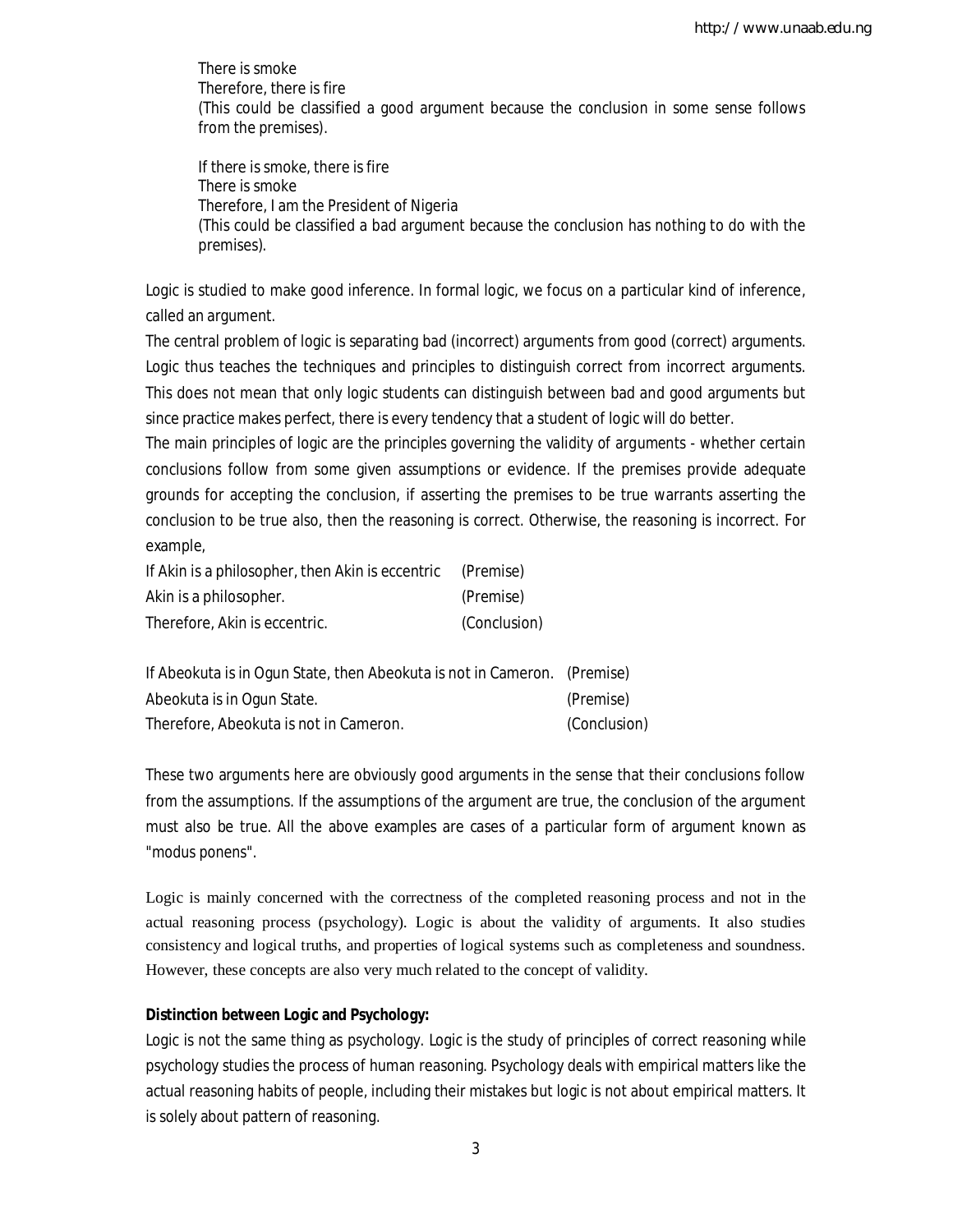There is smoke
Therefore, there is fire
(This could be classified a good argument because the conclusion in some sense follows from the premises).

If there is smoke, there is fire
There is smoke
Therefore, I am the President of Nigeria
(This could be classified a bad argument because the conclusion has nothing to do with the premises).

Logic is studied to make good inference. In formal logic, we focus on a particular kind of inference, called an argument.

The central problem of logic is separating bad (incorrect) arguments from good (correct) arguments. Logic thus teaches the techniques and principles to distinguish correct from incorrect arguments. This does not mean that only logic students can distinguish between bad and good arguments but since practice makes perfect, there is every tendency that a student of logic will do better.

The main principles of logic are the principles governing the validity of arguments - whether certain conclusions follow from some given assumptions or evidence. If the premises provide adequate grounds for accepting the conclusion, if asserting the premises to be true warrants asserting the conclusion to be true also, then the reasoning is correct. Otherwise, the reasoning is incorrect. For example,

If Akin is a philosopher, then Akin is eccentric (Premise)
Akin is a philosopher. (Premise)
Therefore, Akin is eccentric. (Conclusion)

If Abeokuta is in Ogun State, then Abeokuta is not in Cameron. (Premise)
Abeokuta is in Ogun State. (Premise)
Therefore, Abeokuta is not in Cameron. (Conclusion)

These two arguments here are obviously good arguments in the sense that their conclusions follow from the assumptions. If the assumptions of the argument are true, the conclusion of the argument must also be true. All the above examples are cases of a particular form of argument known as "modus ponens".

Logic is mainly concerned with the correctness of the completed reasoning process and not in the actual reasoning process (psychology). Logic is about the validity of arguments. It also studies consistency and logical truths, and properties of logical systems such as completeness and soundness. However, these concepts are also very much related to the concept of validity.

**Distinction between Logic and Psychology:**

Logic is not the same thing as psychology. Logic is the study of principles of correct reasoning while psychology studies the process of human reasoning. Psychology deals with empirical matters like the actual reasoning habits of people, including their mistakes but logic is not about empirical matters. It is solely about pattern of reasoning.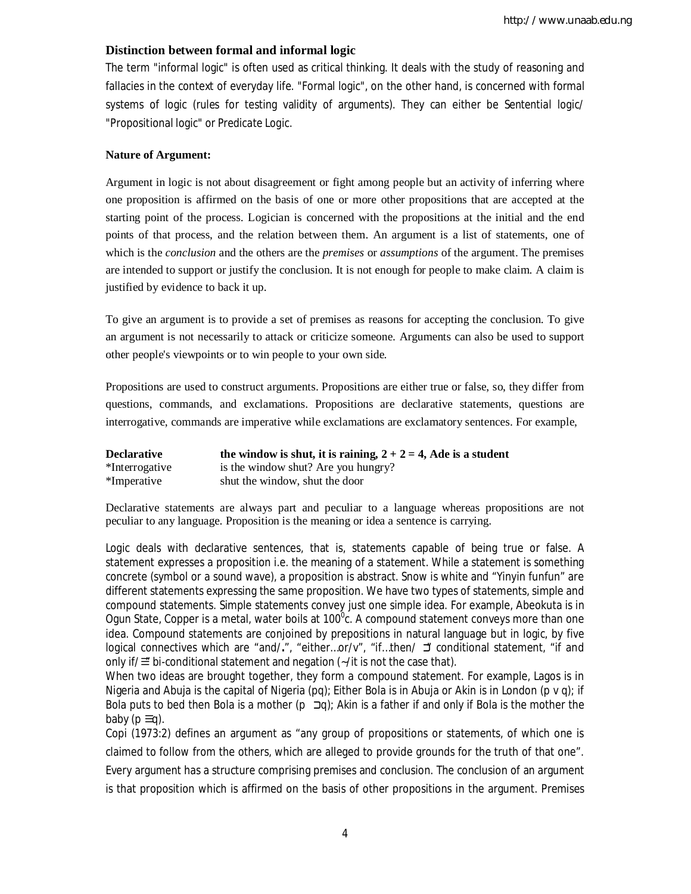### Distinction between formal and informal logic

The term "informal logic" is often used as critical thinking. It deals with the study of reasoning and fallacies in the context of everyday life. "Formal logic", on the other hand, is concerned with formal systems of logic (rules for testing validity of arguments). They can either be Sentential logic/ "Propositional logic" or Predicate Logic.

**Nature of Argument:**

Argument in logic is not about disagreement or fight among people but an activity of inferring where one proposition is affirmed on the basis of one or more other propositions that are accepted at the starting point of the process. Logician is concerned with the propositions at the initial and the end points of that process, and the relation between them. An argument is a list of statements, one of which is the *conclusion* and the others are the *premises* or *assumptions* of the argument. The premises are intended to support or justify the conclusion. It is not enough for people to make claim. A claim is justified by evidence to back it up.

To give an argument is to provide a set of premises as reasons for accepting the conclusion. To give an argument is not necessarily to attack or criticize someone. Arguments can also be used to support other people's viewpoints or to win people to your own side.

Propositions are used to construct arguments. Propositions are either true or false, so, they differ from questions, commands, and exclamations. Propositions are declarative statements, questions are interrogative, commands are imperative while exclamations are exclamatory sentences. For example,

| | |
|---|---|
| **Declarative** | **the window is shut, it is raining, 2 + 2 = 4, Ade is a student** |
| *Interrogative | is the window shut? Are you hungry? |
| *Imperative | shut the window, shut the door |

Declarative statements are always part and peculiar to a language whereas propositions are not peculiar to any language. Proposition is the meaning or idea a sentence is carrying.

Logic deals with declarative sentences, that is, statements capable of being true or false. A statement expresses a proposition i.e. the meaning of a statement. While a statement is something concrete (symbol or a sound wave), a proposition is abstract. Snow is white and "Yinyin funfun" are different statements expressing the same proposition. We have two types of statements, simple and compound statements. Simple statements convey just one simple idea. For example, Abeokuta is in Ogun State, Copper is a metal, water boils at $100^0$c. A compound statement conveys more than one idea. Compound statements are conjoined by prepositions in natural language but in logic, by five logical connectives which are "and/.", "either…or/v", "if…then/ ⊃" conditional statement, "if and only if/ ≡" bi-conditional statement and negation (~/it is not the case that).

When two ideas are brought together, they form a compound statement. For example, Lagos is in Nigeria and Abuja is the capital of Nigeria (pq); Either Bola is in Abuja or Akin is in London (p v q); if Bola puts to bed then Bola is a mother (p ⊃q); Akin is a father if and only if Bola is the mother the baby (p ≡q).

Copi (1973:2) defines an argument as "any group of propositions or statements, of which one is claimed to follow from the others, which are alleged to provide grounds for the truth of that one". Every argument has a structure comprising premises and conclusion. The conclusion of an argument is that proposition which is affirmed on the basis of other propositions in the argument. Premises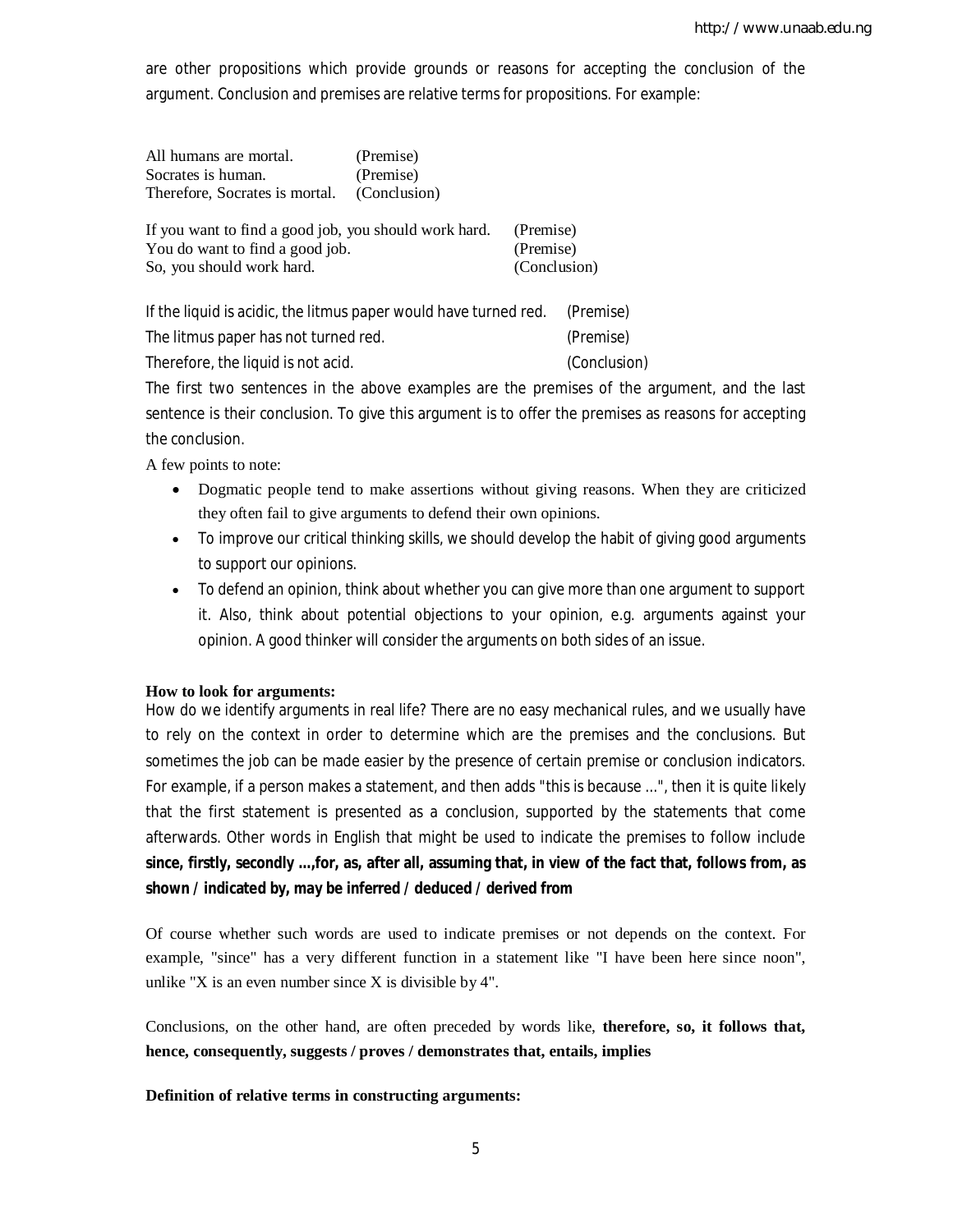are other propositions which provide grounds or reasons for accepting the conclusion of the argument. Conclusion and premises are relative terms for propositions. For example:

| | |
|---|---|
| All humans are mortal. | (Premise) |
| Socrates is human. | (Premise) |
| Therefore, Socrates is mortal. | (Conclusion) |

| | |
|---|---|
| If you want to find a good job, you should work hard. | (Premise) |
| You do want to find a good job. | (Premise) |
| So, you should work hard. | (Conclusion) |

| | |
|---|---|
| If the liquid is acidic, the litmus paper would have turned red. | (Premise) |
| The litmus paper has not turned red. | (Premise) |
| Therefore, the liquid is not acid. | (Conclusion) |

The first two sentences in the above examples are the premises of the argument, and the last sentence is their conclusion. To give this argument is to offer the premises as reasons for accepting the conclusion.

A few points to note:

- Dogmatic people tend to make assertions without giving reasons. When they are criticized they often fail to give arguments to defend their own opinions.
- To improve our critical thinking skills, we should develop the habit of giving good arguments to support our opinions.
- To defend an opinion, think about whether you can give more than one argument to support it. Also, think about potential objections to your opinion, e.g. arguments against your opinion. A good thinker will consider the arguments on both sides of an issue.

**How to look for arguments:**

How do we identify arguments in real life? There are no easy mechanical rules, and we usually have to rely on the context in order to determine which are the premises and the conclusions. But sometimes the job can be made easier by the presence of certain premise or conclusion indicators. For example, if a person makes a statement, and then adds "this is because ...", then it is quite likely that the first statement is presented as a conclusion, supported by the statements that come afterwards. Other words in English that might be used to indicate the premises to follow include **since, firstly, secondly ...,for, as, after all, assuming that, in view of the fact that, follows from, as shown / indicated by, may be inferred / deduced / derived from**

Of course whether such words are used to indicate premises or not depends on the context. For example, "since" has a very different function in a statement like "I have been here since noon", unlike "X is an even number since X is divisible by 4".

Conclusions, on the other hand, are often preceded by words like, **therefore, so, it follows that, hence, consequently, suggests / proves / demonstrates that, entails, implies**

**Definition of relative terms in constructing arguments:**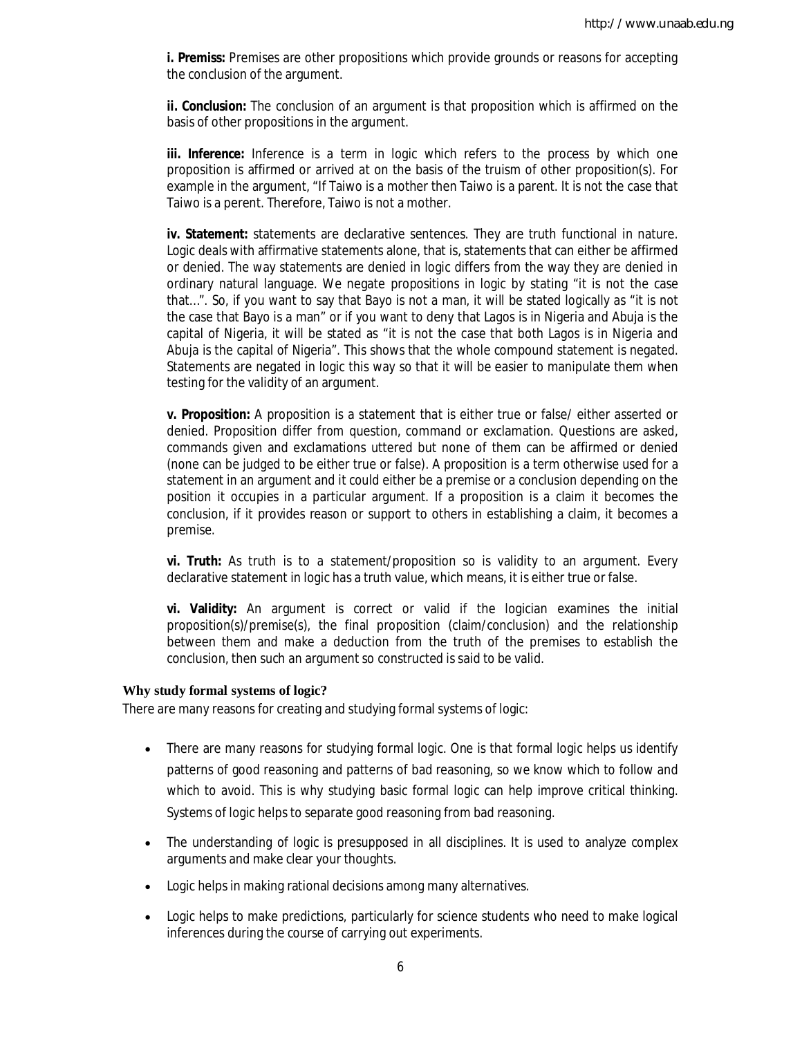**i. Premiss:** Premises are other propositions which provide grounds or reasons for accepting the conclusion of the argument.

**ii. Conclusion:** The conclusion of an argument is that proposition which is affirmed on the basis of other propositions in the argument.

**iii. Inference:** Inference is a term in logic which refers to the process by which one proposition is affirmed or arrived at on the basis of the truism of other proposition(s). For example in the argument, "If Taiwo is a mother then Taiwo is a parent. It is not the case that Taiwo is a perent. Therefore, Taiwo is not a mother.

**iv. Statement:** statements are declarative sentences. They are truth functional in nature. Logic deals with affirmative statements alone, that is, statements that can either be affirmed or denied. The way statements are denied in logic differs from the way they are denied in ordinary natural language. We negate propositions in logic by stating "it is not the case that…". So, if you want to say that Bayo is not a man, it will be stated logically as "it is not the case that Bayo is a man" or if you want to deny that Lagos is in Nigeria and Abuja is the capital of Nigeria, it will be stated as "it is not the case that both Lagos is in Nigeria and Abuja is the capital of Nigeria". This shows that the whole compound statement is negated. Statements are negated in logic this way so that it will be easier to manipulate them when testing for the validity of an argument.

**v. Proposition:** A proposition is a statement that is either true or false/ either asserted or denied. Proposition differ from question, command or exclamation. Questions are asked, commands given and exclamations uttered but none of them can be affirmed or denied (none can be judged to be either true or false). A proposition is a term otherwise used for a statement in an argument and it could either be a premise or a conclusion depending on the position it occupies in a particular argument. If a proposition is a claim it becomes the conclusion, if it provides reason or support to others in establishing a claim, it becomes a premise.

**vi. Truth:** As truth is to a statement/proposition so is validity to an argument. Every declarative statement in logic has a truth value, which means, it is either true or false.

**vi. Validity:** An argument is correct or valid if the logician examines the initial proposition(s)/premise(s), the final proposition (claim/conclusion) and the relationship between them and make a deduction from the truth of the premises to establish the conclusion, then such an argument so constructed is said to be valid.

**Why study formal systems of logic?**

There are many reasons for creating and studying formal systems of logic:

- There are many reasons for studying formal logic. One is that formal logic helps us identify patterns of good reasoning and patterns of bad reasoning, so we know which to follow and which to avoid. This is why studying basic formal logic can help improve critical thinking. Systems of logic helps to separate good reasoning from bad reasoning.
- The understanding of logic is presupposed in all disciplines. It is used to analyze complex arguments and make clear your thoughts.
- Logic helps in making rational decisions among many alternatives.
- Logic helps to make predictions, particularly for science students who need to make logical inferences during the course of carrying out experiments.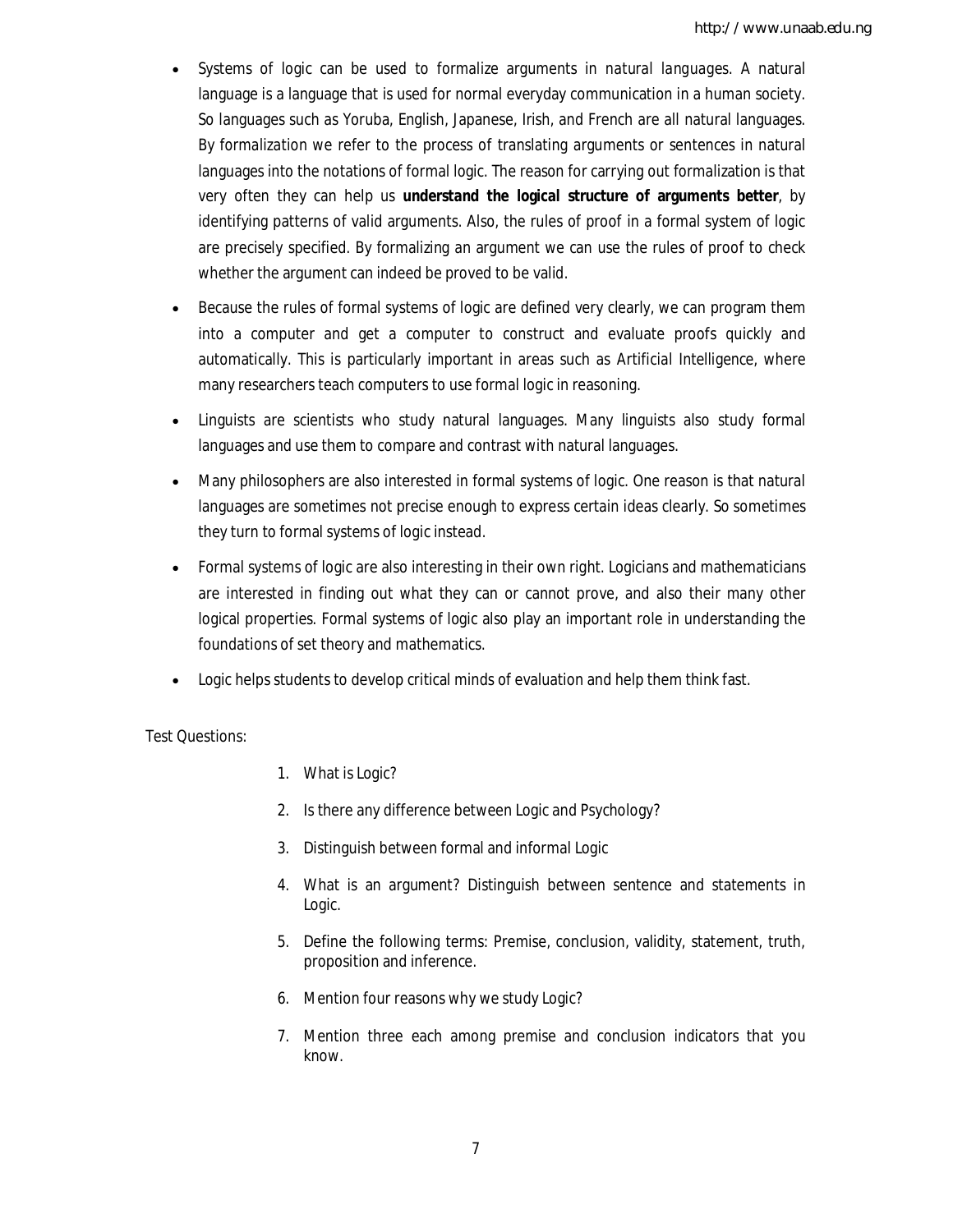- Systems of logic can be used to formalize arguments in *natural languages*. A natural language is a language that is used for normal everyday communication in a human society. So languages such as Yoruba, English, Japanese, Irish, and French are all natural languages. By formalization we refer to the process of translating arguments or sentences in natural languages into the notations of formal logic. The reason for carrying out formalization is that very often they can help us **understand the logical structure of arguments better**, by identifying patterns of valid arguments. Also, the rules of proof in a formal system of logic are precisely specified. By formalizing an argument we can use the rules of proof to check whether the argument can indeed be proved to be valid.

- Because the rules of formal systems of logic are defined very clearly, we can program them into a computer and get a computer to construct and evaluate proofs quickly and automatically. This is particularly important in areas such as Artificial Intelligence, where many researchers teach computers to use formal logic in reasoning.

- Linguists are scientists who study natural languages. Many linguists also study formal languages and use them to compare and contrast with natural languages.

- Many philosophers are also interested in formal systems of logic. One reason is that natural languages are sometimes not precise enough to express certain ideas clearly. So sometimes they turn to formal systems of logic instead.

- Formal systems of logic are also interesting in their own right. Logicians and mathematicians are interested in finding out what they can or cannot prove, and also their many other logical properties. Formal systems of logic also play an important role in understanding the foundations of set theory and mathematics.

- Logic helps students to develop critical minds of evaluation and help them think fast.

Test Questions:

1. What is Logic?
2. Is there any difference between Logic and Psychology?
3. Distinguish between formal and informal Logic
4. What is an argument? Distinguish between sentence and statements in Logic.
5. Define the following terms: Premise, conclusion, validity, statement, truth, proposition and inference.
6. Mention four reasons why we study Logic?
7. Mention three each among premise and conclusion indicators that you know.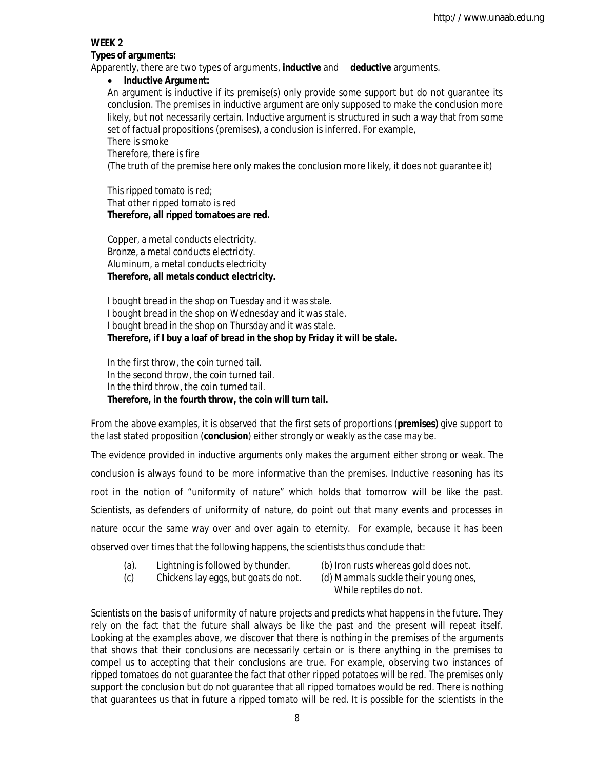**WEEK 2**

**Types of arguments:**

Apparently, there are two types of arguments, **inductive** and **deductive** arguments.

- **Inductive Argument:**

  An argument is inductive if its premise(s) only provide some support but do not guarantee its conclusion. The premises in inductive argument are only supposed to make the conclusion more likely, but not necessarily certain. Inductive argument is structured in such a way that from some set of factual propositions (premises), a conclusion is inferred. For example,

  There is smoke  
  Therefore, there is fire  
  (The truth of the premise here only makes the conclusion more likely, it does not guarantee it)

  This ripped tomato is red;  
  That other ripped tomato is red  
  **Therefore, all ripped tomatoes are red.**

  Copper, a metal conducts electricity.  
  Bronze, a metal conducts electricity.  
  Aluminum, a metal conducts electricity  
  **Therefore, all metals conduct electricity.**

  I bought bread in the shop on Tuesday and it was stale.  
  I bought bread in the shop on Wednesday and it was stale.  
  I bought bread in the shop on Thursday and it was stale.  
  **Therefore, if I buy a loaf of bread in the shop by Friday it will be stale.**

  In the first throw, the coin turned tail.  
  In the second throw, the coin turned tail.  
  In the third throw, the coin turned tail.  
  **Therefore, in the fourth throw, the coin will turn tail.**

From the above examples, it is observed that the first sets of proportions (**premises)** give support to the last stated proposition (**conclusion**) either strongly or weakly as the case may be.

The evidence provided in inductive arguments only makes the argument either strong or weak. The conclusion is always found to be more informative than the premises. Inductive reasoning has its root in the notion of "uniformity of nature" which holds that tomorrow will be like the past. Scientists, as defenders of uniformity of nature, do point out that many events and processes in nature occur the same way over and over again to eternity. For example, because it has been observed over times that the following happens, the scientists thus conclude that:

(a). Lightning is followed by thunder.  
(b) Iron rusts whereas gold does not.  
(c) Chickens lay eggs, but goats do not.  
(d) Mammals suckle their young ones, While reptiles do not.

Scientists on the basis of uniformity of nature projects and predicts what happens in the future. They rely on the fact that the future shall always be like the past and the present will repeat itself. Looking at the examples above, we discover that there is nothing in the premises of the arguments that shows that their conclusions are necessarily certain or is there anything in the premises to compel us to accepting that their conclusions are true. For example, observing two instances of ripped tomatoes do not guarantee the fact that other ripped potatoes will be red. The premises only support the conclusion but do not guarantee that all ripped tomatoes would be red. There is nothing that guarantees us that in future a ripped tomato will be red. It is possible for the scientists in the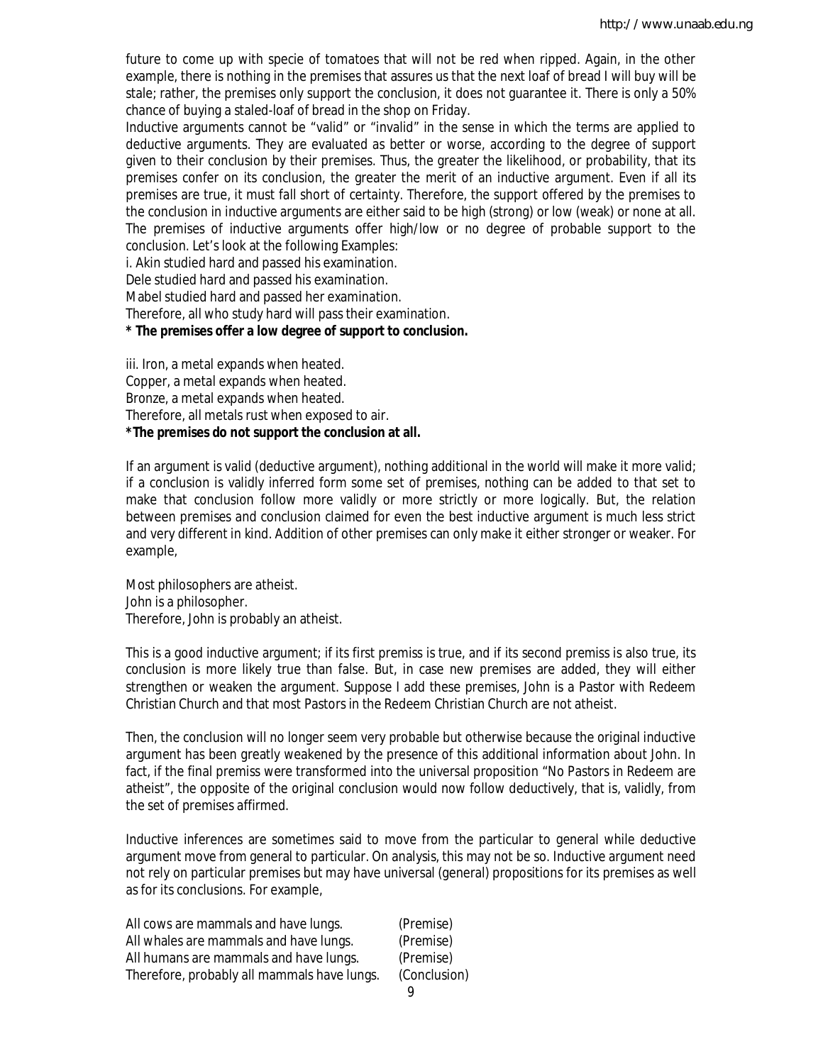future to come up with specie of tomatoes that will not be red when ripped. Again, in the other example, there is nothing in the premises that assures us that the next loaf of bread I will buy will be stale; rather, the premises only support the conclusion, it does not guarantee it. There is only a 50% chance of buying a staled-loaf of bread in the shop on Friday.

Inductive arguments cannot be "valid" or "invalid" in the sense in which the terms are applied to deductive arguments. They are evaluated as better or worse, according to the degree of support given to their conclusion by their premises. Thus, the greater the likelihood, or probability, that its premises confer on its conclusion, the greater the merit of an inductive argument. Even if all its premises are true, it must fall short of certainty. Therefore, the support offered by the premises to the conclusion in inductive arguments are either said to be high (strong) or low (weak) or none at all. The premises of inductive arguments offer high/low or no degree of probable support to the conclusion. Let's look at the following Examples:

i. Akin studied hard and passed his examination.
Dele studied hard and passed his examination.
Mabel studied hard and passed her examination.
Therefore, all who study hard will pass their examination.
**\* The premises offer a low degree of support to conclusion.**

iii. Iron, a metal expands when heated.
Copper, a metal expands when heated.
Bronze, a metal expands when heated.
Therefore, all metals rust when exposed to air.
**\*The premises do not support the conclusion at all.**

If an argument is valid (deductive argument), nothing additional in the world will make it more valid; if a conclusion is validly inferred form some set of premises, nothing can be added to that set to make that conclusion follow more validly or more strictly or more logically. But, the relation between premises and conclusion claimed for even the best inductive argument is much less strict and very different in kind. Addition of other premises can only make it either stronger or weaker. For example,

Most philosophers are atheist.
John is a philosopher.
Therefore, John is probably an atheist.

This is a good inductive argument; if its first premiss is true, and if its second premiss is also true, its conclusion is more likely true than false. But, in case new premises are added, they will either strengthen or weaken the argument. Suppose I add these premises, John is a Pastor with Redeem Christian Church and that most Pastors in the Redeem Christian Church are not atheist.

Then, the conclusion will no longer seem very probable but otherwise because the original inductive argument has been greatly weakened by the presence of this additional information about John. In fact, if the final premiss were transformed into the universal proposition "No Pastors in Redeem are atheist", the opposite of the original conclusion would now follow deductively, that is, validly, from the set of premises affirmed.

Inductive inferences are sometimes said to move from the particular to general while deductive argument move from general to particular. On analysis, this may not be so. Inductive argument need not rely on particular premises but may have universal (general) propositions for its premises as well as for its conclusions. For example,

All cows are mammals and have lungs. (Premise)
All whales are mammals and have lungs. (Premise)
All humans are mammals and have lungs. (Premise)
Therefore, probably all mammals have lungs. (Conclusion)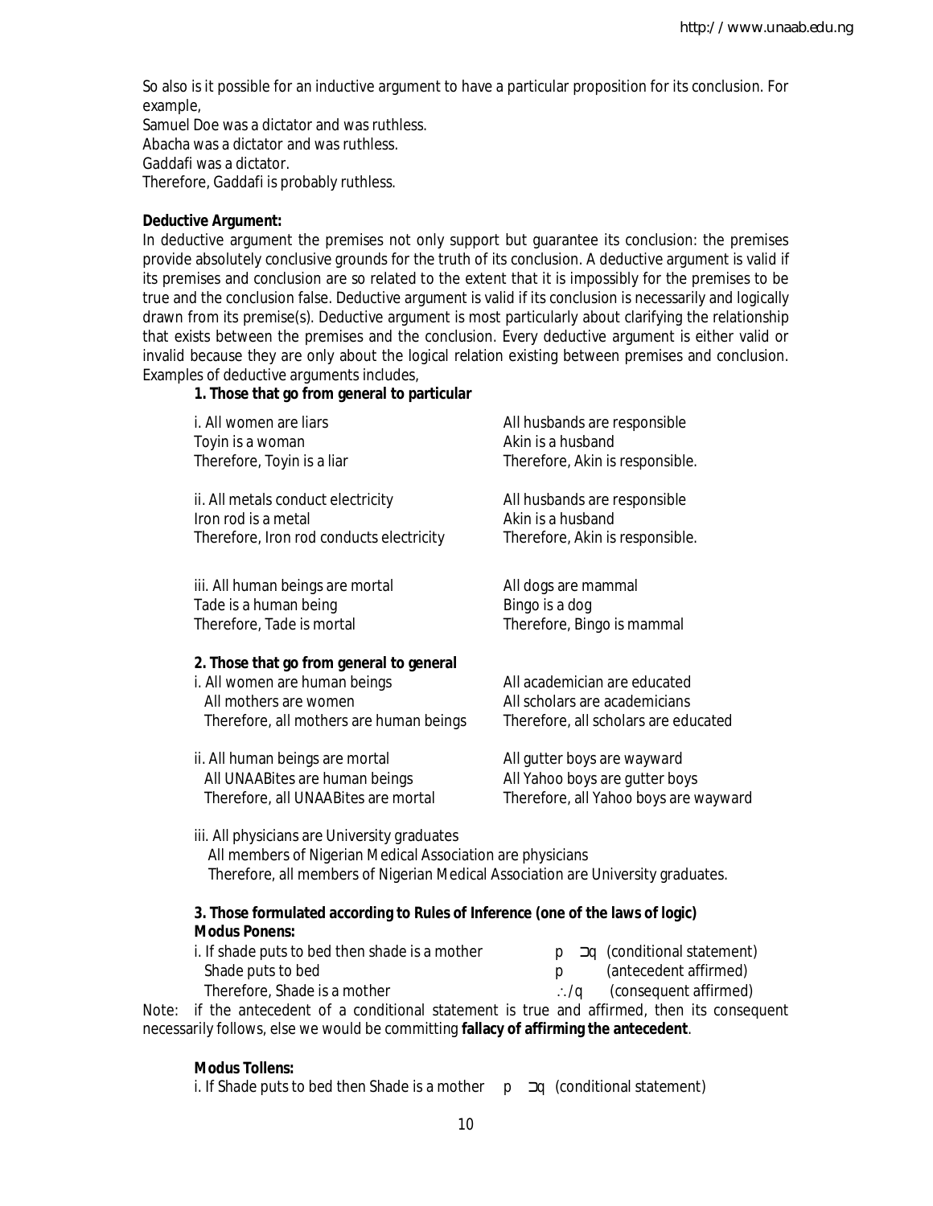So also is it possible for an inductive argument to have a particular proposition for its conclusion. For example,

Samuel Doe was a dictator and was ruthless.
Abacha was a dictator and was ruthless.
Gaddafi was a dictator.
Therefore, Gaddafi is probably ruthless.

**Deductive Argument:**

In deductive argument the premises not only support but guarantee its conclusion: the premises provide absolutely conclusive grounds for the truth of its conclusion. A deductive argument is valid if its premises and conclusion are so related to the extent that it is impossibly for the premises to be true and the conclusion false. Deductive argument is valid if its conclusion is necessarily and logically drawn from its premise(s). Deductive argument is most particularly about clarifying the relationship that exists between the premises and the conclusion. Every deductive argument is either valid or invalid because they are only about the logical relation existing between premises and conclusion. Examples of deductive arguments includes,

**1. Those that go from general to particular**

i. All women are liars
Toyin is a woman
Therefore, Toyin is a liar

All husbands are responsible
Akin is a husband
Therefore, Akin is responsible.

ii. All metals conduct electricity
Iron rod is a metal
Therefore, Iron rod conducts electricity

All husbands are responsible
Akin is a husband
Therefore, Akin is responsible.

iii. All human beings are mortal
Tade is a human being
Therefore, Tade is mortal

All dogs are mammal
Bingo is a dog
Therefore, Bingo is mammal

**2. Those that go from general to general**

i. All women are human beings
All mothers are women
Therefore, all mothers are human beings

All academician are educated
All scholars are academicians
Therefore, all scholars are educated

ii. All human beings are mortal
All UNAABites are human beings
Therefore, all UNAABites are mortal

All gutter boys are wayward
All Yahoo boys are gutter boys
Therefore, all Yahoo boys are wayward

iii. All physicians are University graduates
All members of Nigerian Medical Association are physicians
Therefore, all members of Nigerian Medical Association are University graduates.

**3. Those formulated according to Rules of Inference (one of the laws of logic)**

**Modus Ponens:**

i. If shade puts to bed then shade is a mother — $p \supset q$ (conditional statement)
Shade puts to bed — $p$ (antecedent affirmed)
Therefore, Shade is a mother — $\therefore / q$ (consequent affirmed)

Note: if the antecedent of a conditional statement is true and affirmed, then its consequent necessarily follows, else we would be committing **fallacy of affirming the antecedent**.

**Modus Tollens:**

i. If Shade puts to bed then Shade is a mother — $p \supset q$ (conditional statement)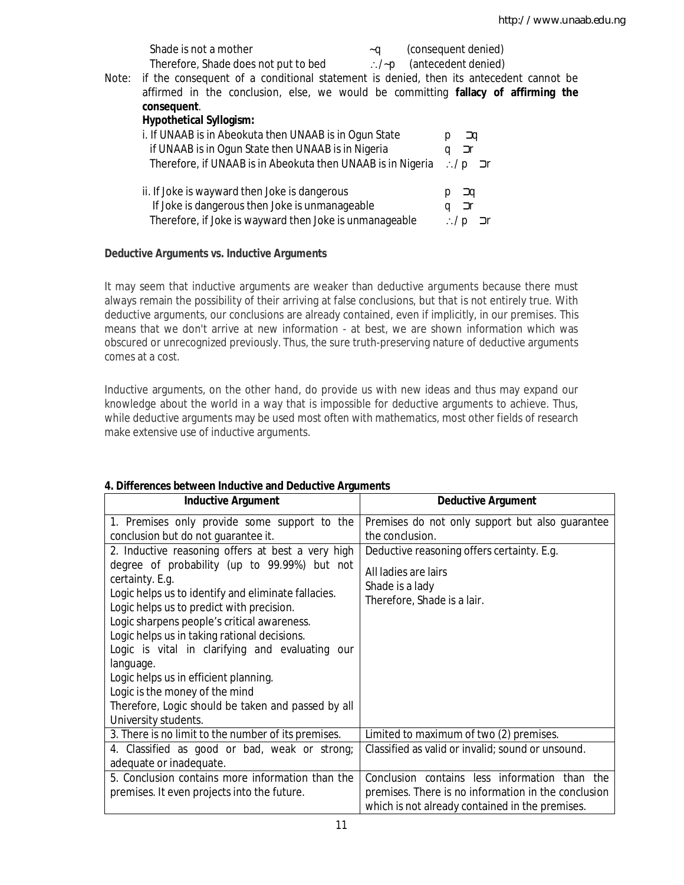Shade is not a mother $\sim q$ (consequent denied)

Therefore, Shade does not put to bed $\therefore / \sim p$ (antecedent denied)

Note: if the consequent of a conditional statement is denied, then its antecedent cannot be affirmed in the conclusion, else, we would be committing **fallacy of affirming the consequent**.

**Hypothetical Syllogism:**

i. If UNAAB is in Abeokuta then UNAAB is in Ogun State $p \supset q$

if UNAAB is in Ogun State then UNAAB is in Nigeria $q \supset r$

Therefore, if UNAAB is in Abeokuta then UNAAB is in Nigeria $\therefore / p \supset r$

ii. If Joke is wayward then Joke is dangerous $p \supset q$

If Joke is dangerous then Joke is unmanageable $q \supset r$

Therefore, if Joke is wayward then Joke is unmanageable $\therefore / p \supset r$

**Deductive Arguments vs. Inductive Arguments**

It may seem that inductive arguments are weaker than deductive arguments because there must always remain the possibility of their arriving at false conclusions, but that is not entirely true. With deductive arguments, our conclusions are already contained, even if implicitly, in our premises. This means that we don't arrive at new information - at best, we are shown information which was obscured or unrecognized previously. Thus, the sure truth-preserving nature of deductive arguments comes at a cost.

Inductive arguments, on the other hand, do provide us with new ideas and thus may expand our knowledge about the world in a way that is impossible for deductive arguments to achieve. Thus, while deductive arguments may be used most often with mathematics, most other fields of research make extensive use of inductive arguments.

**4. Differences between Inductive and Deductive Arguments**

| Inductive Argument | Deductive Argument |
| --- | --- |
| 1. Premises only provide some support to the conclusion but do not guarantee it. | Premises do not only support but also guarantee the conclusion. |
| 2. Inductive reasoning offers at best a very high degree of probability (up to 99.99%) but not certainty. E.g.<br>Logic helps us to identify and eliminate fallacies.<br>Logic helps us to predict with precision.<br>Logic sharpens people's critical awareness.<br>Logic helps us in taking rational decisions.<br>Logic is vital in clarifying and evaluating our language.<br>Logic helps us in efficient planning.<br>Logic is the money of the mind<br>Therefore, Logic should be taken and passed by all University students. | Deductive reasoning offers certainty. E.g.<br>All ladies are lairs<br>Shade is a lady<br>Therefore, Shade is a lair. |
| 3. There is no limit to the number of its premises. | Limited to maximum of two (2) premises. |
| 4. Classified as good or bad, weak or strong; adequate or inadequate. | Classified as valid or invalid; sound or unsound. |
| 5. Conclusion contains more information than the premises. It even projects into the future. | Conclusion contains less information than the premises. There is no information in the conclusion which is not already contained in the premises. |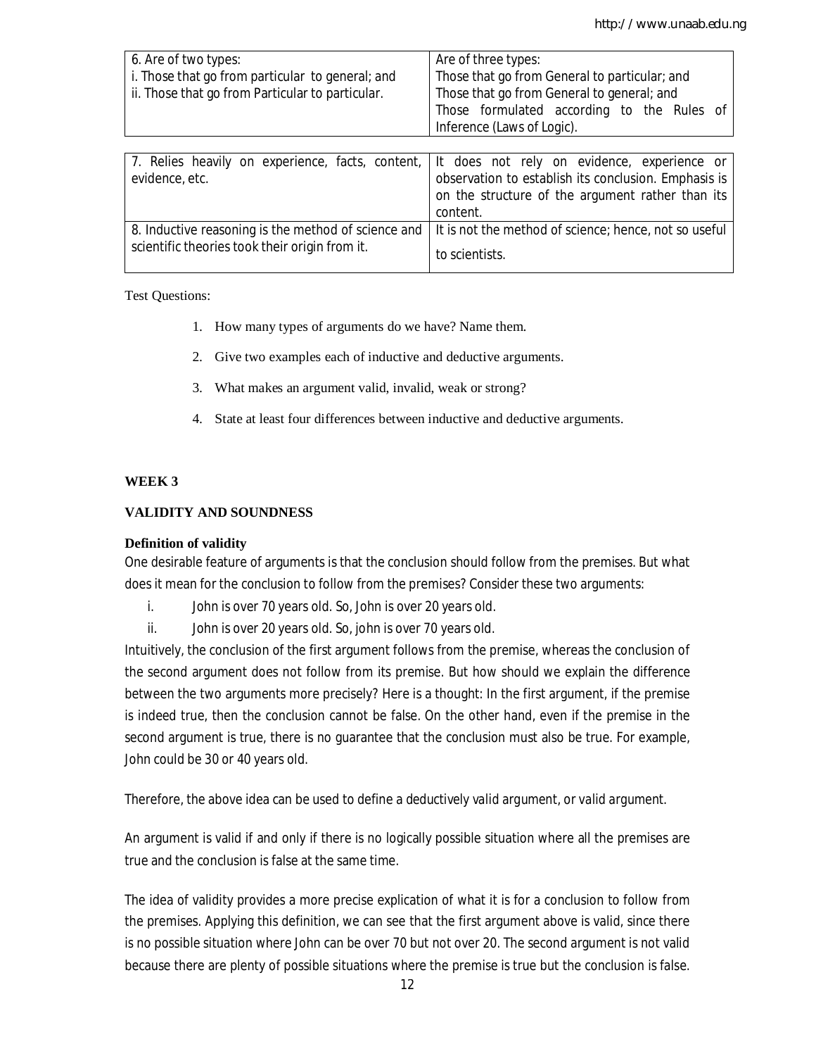| | |
|---|---|
| 6. Are of two types:<br>i. Those that go from particular to general; and<br>ii. Those that go from Particular to particular. | Are of three types:<br>Those that go from General to particular; and<br>Those that go from General to general; and<br>Those formulated according to the Rules of Inference (Laws of Logic). |
| 7. Relies heavily on experience, facts, content, evidence, etc. | It does not rely on evidence, experience or observation to establish its conclusion. Emphasis is on the structure of the argument rather than its content. |
| 8. Inductive reasoning is the method of science and scientific theories took their origin from it. | It is not the method of science; hence, not so useful to scientists. |

Test Questions:

1. How many types of arguments do we have? Name them.
2. Give two examples each of inductive and deductive arguments.
3. What makes an argument valid, invalid, weak or strong?
4. State at least four differences between inductive and deductive arguments.

## WEEK 3

## VALIDITY AND SOUNDNESS

### Definition of validity

One desirable feature of arguments is that the conclusion should follow from the premises. But what does it mean for the conclusion to follow from the premises? Consider these two arguments:

i. John is over 70 years old. So, John is over 20 years old.
ii. John is over 20 years old. So, john is over 70 years old.

Intuitively, the conclusion of the first argument follows from the premise, whereas the conclusion of the second argument does not follow from its premise. But how should we explain the difference between the two arguments more precisely? Here is a thought: In the first argument, if the premise is indeed true, then the conclusion cannot be false. On the other hand, even if the premise in the second argument is true, there is no guarantee that the conclusion must also be true. For example, John could be 30 or 40 years old.

Therefore, the above idea can be used to define a deductively *valid argument*, or *valid argument*.

An argument is valid if and only if there is no logically possible situation where all the premises are true and the conclusion is false at the same time.

The idea of validity provides a more precise explication of what it is for a conclusion to follow from the premises. Applying this definition, we can see that the first argument above is valid, since there is no possible situation where John can be over 70 but not over 20. The second argument is not valid because there are plenty of possible situations where the premise is true but the conclusion is false.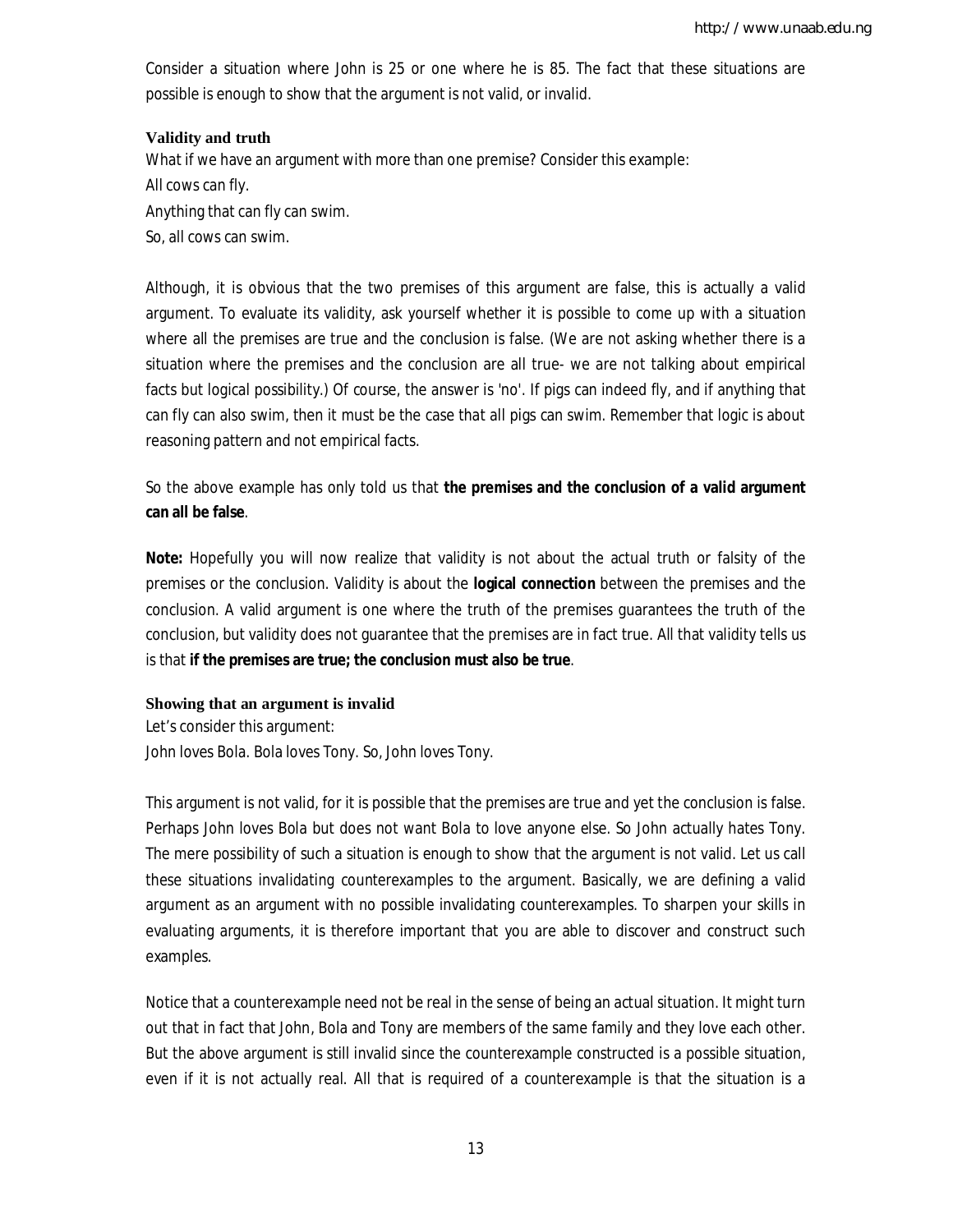Consider a situation where John is 25 or one where he is 85. The fact that these situations are possible is enough to show that the argument is not valid, or invalid.

### Validity and truth

What if we have an argument with more than one premise? Consider this example:
All cows can fly.
Anything that can fly can swim.
So, all cows can swim.

Although, it is obvious that the two premises of this argument are false, this is actually a valid argument. To evaluate its validity, ask yourself whether it is possible to come up with a situation where all the premises are true and the conclusion is false. (We are not asking whether there is a situation where the premises and the conclusion are all true- we are not talking about empirical facts but logical possibility.) Of course, the answer is 'no'. If pigs can indeed fly, and if anything that can fly can also swim, then it must be the case that all pigs can swim. Remember that logic is about reasoning pattern and not empirical facts.

So the above example has only told us that **the premises and the conclusion of a valid argument can all be false**.

**Note:** Hopefully you will now realize that validity is not about the actual truth or falsity of the premises or the conclusion. Validity is about the **logical connection** between the premises and the conclusion. A valid argument is one where the truth of the premises guarantees the truth of the conclusion, but validity does not guarantee that the premises are in fact true. All that validity tells us is that **if the premises are true; the conclusion must also be true**.

### Showing that an argument is invalid

Let's consider this argument:
John loves Bola. Bola loves Tony. So, John loves Tony.

This argument is not valid, for it is possible that the premises are true and yet the conclusion is false. Perhaps John loves Bola but does not want Bola to love anyone else. So John actually hates Tony. The mere possibility of such a situation is enough to show that the argument is not valid. Let us call these situations invalidating counterexamples to the argument. Basically, we are defining a valid argument as an argument with no possible invalidating counterexamples. To sharpen your skills in evaluating arguments, it is therefore important that you are able to discover and construct such examples.

Notice that a counterexample need not be real in the sense of being an actual situation. It might turn out that in fact that John, Bola and Tony are members of the same family and they love each other. But the above argument is still invalid since the counterexample constructed is a possible situation, even if it is not actually real. All that is required of a counterexample is that the situation is a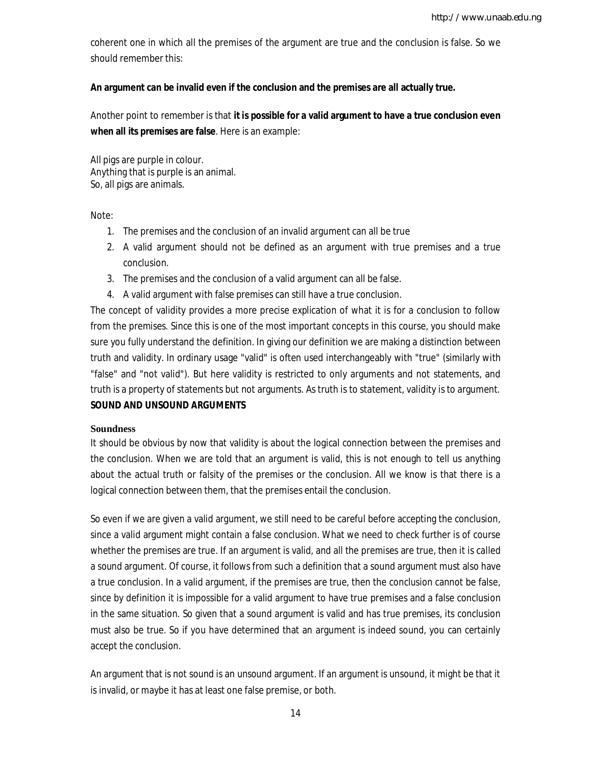coherent one in which all the premises of the argument are true and the conclusion is false. So we should remember this:

**An argument can be invalid even if the conclusion and the premises are all actually true.**

Another point to remember is that **it is possible for a valid argument to have a true conclusion even when all its premises are false**. Here is an example:

All pigs are purple in colour.
Anything that is purple is an animal.
So, all pigs are animals.

Note:

1. The premises and the conclusion of an invalid argument can all be true
2. A valid argument should not be defined as an argument with true premises and a true conclusion.
3. The premises and the conclusion of a valid argument can all be false.
4. A valid argument with false premises can still have a true conclusion.

The concept of validity provides a more precise explication of what it is for a conclusion to follow from the premises. Since this is one of the most important concepts in this course, you should make sure you fully understand the definition. In giving our definition we are making a distinction between truth and validity. In ordinary usage "valid" is often used interchangeably with "true" (similarly with "false" and "not valid"). But here validity is restricted to only arguments and not statements, and truth is a property of statements but not arguments. As truth is to statement, validity is to argument.

## SOUND AND UNSOUND ARGUMENTS

### Soundness

It should be obvious by now that validity is about the logical connection between the premises and the conclusion. When we are told that an argument is valid, this is not enough to tell us anything about the actual truth or falsity of the premises or the conclusion. All we know is that there is a logical connection between them, that the premises entail the conclusion.

So even if we are given a valid argument, we still need to be careful before accepting the conclusion, since a valid argument might contain a false conclusion. What we need to check further is of course whether the premises are true. If an argument is valid, and all the premises are true, then it is called a sound argument. Of course, it follows from such a definition that a sound argument must also have a true conclusion. In a valid argument, if the premises are true, then the conclusion cannot be false, since by definition it is impossible for a valid argument to have true premises and a false conclusion in the same situation. So given that a sound argument is valid and has true premises, its conclusion must also be true. So if you have determined that an argument is indeed sound, you can certainly accept the conclusion.

An argument that is not sound is an unsound argument. If an argument is unsound, it might be that it is invalid, or maybe it has at least one false premise, or both.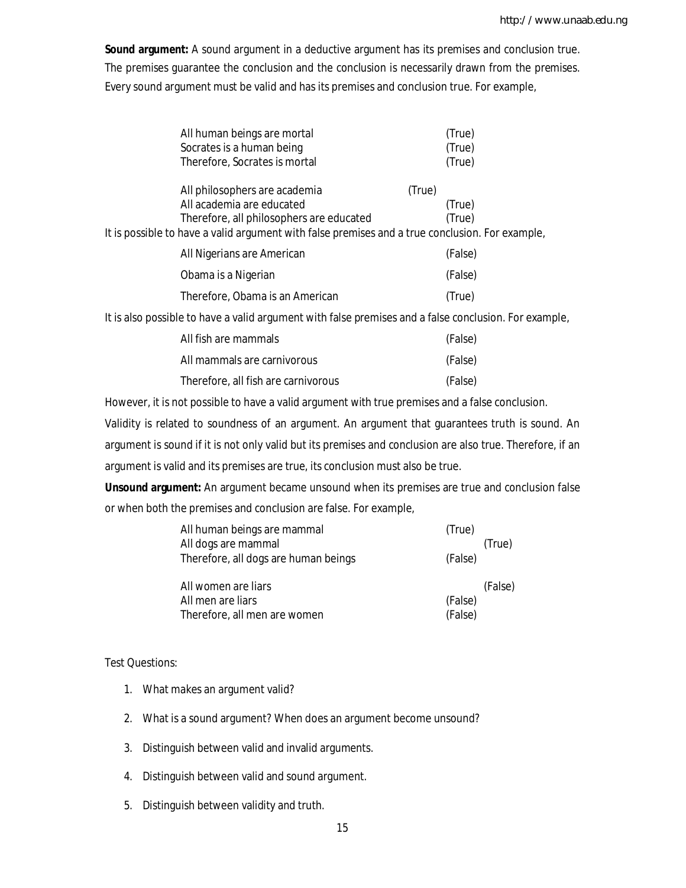**Sound argument:** A sound argument in a deductive argument has its premises and conclusion true. The premises guarantee the conclusion and the conclusion is necessarily drawn from the premises. Every sound argument must be valid and has its premises and conclusion true. For example,

| | |
|---|---|
| All human beings are mortal | (True) |
| Socrates is a human being | (True) |
| Therefore, Socrates is mortal | (True) |

| | |
|---|---|
| All philosophers are academia | (True) |
| All academia are educated | (True) |
| Therefore, all philosophers are educated | (True) |

It is possible to have a valid argument with false premises and a true conclusion. For example,

| | |
|---|---|
| All Nigerians are American | (False) |
| Obama is a Nigerian | (False) |
| Therefore, Obama is an American | (True) |

It is also possible to have a valid argument with false premises and a false conclusion. For example,

| | |
|---|---|
| All fish are mammals | (False) |
| All mammals are carnivorous | (False) |
| Therefore, all fish are carnivorous | (False) |

However, it is not possible to have a valid argument with true premises and a false conclusion.

Validity is related to soundness of an argument. An argument that guarantees truth is sound. An argument is sound if it is not only valid but its premises and conclusion are also true. Therefore, if an argument is valid and its premises are true, its conclusion must also be true.

**Unsound argument:** An argument became unsound when its premises are true and conclusion false or when both the premises and conclusion are false. For example,

| | |
|---|---|
| All human beings are mammal | (True) |
| All dogs are mammal | (True) |
| Therefore, all dogs are human beings | (False) |

| | |
|---|---|
| All women are liars | (False) |
| All men are liars | (False) |
| Therefore, all men are women | (False) |

Test Questions:

1. What makes an argument valid?
2. What is a sound argument? When does an argument become unsound?
3. Distinguish between valid and invalid arguments.
4. Distinguish between valid and sound argument.
5. Distinguish between validity and truth.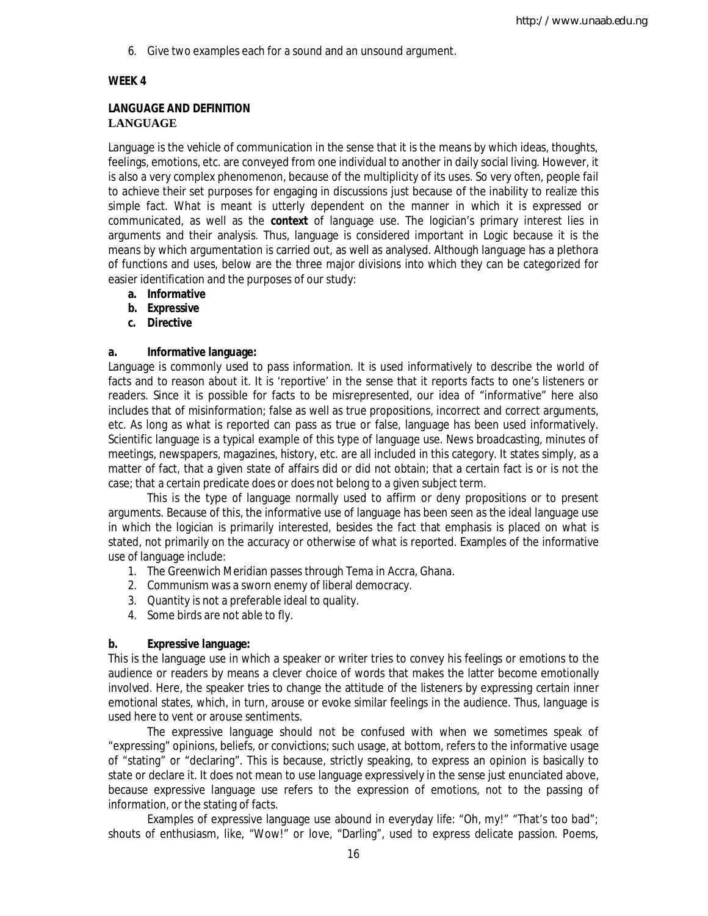6. Give two examples each for a sound and an unsound argument.

**WEEK 4**

## LANGUAGE AND DEFINITION

### LANGUAGE

Language is the vehicle of communication in the sense that it is the means by which ideas, thoughts, feelings, emotions, etc. are conveyed from one individual to another in daily social living. However, it is also a very complex phenomenon, because of the multiplicity of its uses. So very often, people fail to achieve their set purposes for engaging in discussions just because of the inability to realize this simple fact. What is meant is utterly dependent on the manner in which it is expressed or communicated, as well as the **context** of language use. The logician's primary interest lies in arguments and their analysis. Thus, language is considered important in Logic because it is the means by which argumentation is carried out, as well as analysed. Although language has a plethora of functions and uses, below are the three major divisions into which they can be categorized for easier identification and the purposes of our study:

a. **Informative**
b. **Expressive**
c. **Directive**

**a. Informative language:**

Language is commonly used to pass information. It is used informatively to describe the world of facts and to reason about it. It is 'reportive' in the sense that it reports facts to one's listeners or readers. Since it is possible for facts to be misrepresented, our idea of "informative" here also includes that of misinformation; false as well as true propositions, incorrect and correct arguments, etc. As long as what is reported can pass as true or false, language has been used informatively. Scientific language is a typical example of this type of language use. News broadcasting, minutes of meetings, newspapers, magazines, history, etc. are all included in this category. It states simply, as a matter of fact, that a given state of affairs did or did not obtain; that a certain fact is or is not the case; that a certain predicate does or does not belong to a given subject term.

This is the type of language normally used to affirm or deny propositions or to present arguments. Because of this, the informative use of language has been seen as the ideal language use in which the logician is primarily interested, besides the fact that emphasis is placed on what is stated, not primarily on the accuracy or otherwise of what is reported. Examples of the informative use of language include:

1. The Greenwich Meridian passes through Tema in Accra, Ghana.
2. Communism was a sworn enemy of liberal democracy.
3. Quantity is not a preferable ideal to quality.
4. Some birds are not able to fly.

**b. Expressive language:**

This is the language use in which a speaker or writer tries to convey his feelings or emotions to the audience or readers by means a clever choice of words that makes the latter become emotionally involved. Here, the speaker tries to change the attitude of the listeners by expressing certain inner emotional states, which, in turn, arouse or evoke similar feelings in the audience. Thus, language is used here to vent or arouse sentiments.

The expressive language should not be confused with when we sometimes speak of "expressing" opinions, beliefs, or convictions; such usage, at bottom, refers to the informative usage of "stating" or "declaring". This is because, strictly speaking, to express an opinion is basically to state or declare it. It does not mean to use language expressively in the sense just enunciated above, because expressive language use refers to the expression of emotions, not to the passing of information, or the stating of facts.

Examples of expressive language use abound in everyday life: "Oh, my!" "That's too bad"; shouts of enthusiasm, like, "Wow!" or love, "Darling", used to express delicate passion. Poems,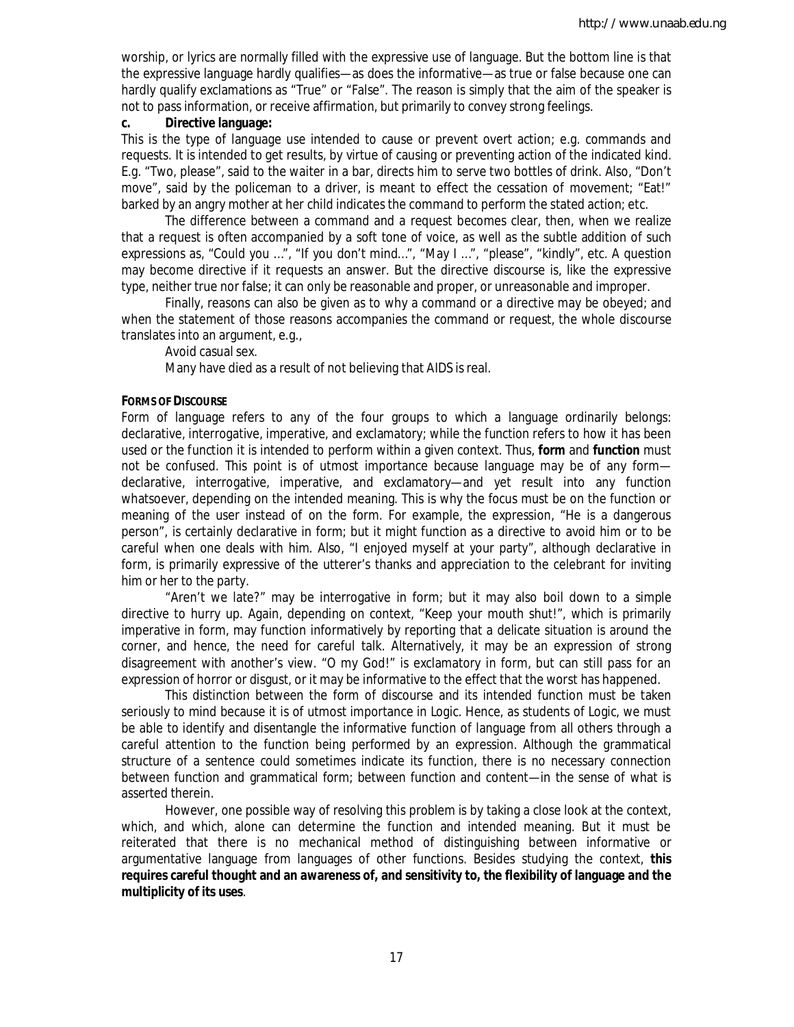worship, or lyrics are normally filled with the expressive use of language. But the bottom line is that the expressive language hardly qualifies—as does the informative—as true or false because one can hardly qualify exclamations as "True" or "False". The reason is simply that the aim of the speaker is not to pass information, or receive affirmation, but primarily to convey strong feelings.

**c. Directive language:**

This is the type of language use intended to cause or prevent overt action; e.g. commands and requests. It is intended to get results, by virtue of causing or preventing action of the indicated kind. E.g. "Two, please", said to the waiter in a bar, directs him to serve two bottles of drink. Also, "Don't move", said by the policeman to a driver, is meant to effect the cessation of movement; "Eat!" barked by an angry mother at her child indicates the command to perform the stated action; etc.

The difference between a command and a request becomes clear, then, when we realize that a request is often accompanied by a soft tone of voice, as well as the subtle addition of such expressions as, "Could you ...", "If you don't mind...", "May I ...", "please", "kindly", etc. A question may become directive if it requests an answer. But the directive discourse is, like the expressive type, neither true nor false; it can only be reasonable and proper, or unreasonable and improper.

Finally, reasons can also be given as to why a command or a directive may be obeyed; and when the statement of those reasons accompanies the command or request, the whole discourse translates into an argument, e.g.,

Avoid casual sex.

Many have died as a result of not believing that AIDS is real.

**FORMS OF DISCOURSE**

Form of language refers to any of the four groups to which a language ordinarily belongs: declarative, interrogative, imperative, and exclamatory; while the function refers to how it has been used or the function it is intended to perform within a given context. Thus, **form** and **function** must not be confused. This point is of utmost importance because language may be of any form—declarative, interrogative, imperative, and exclamatory—and yet result into any function whatsoever, depending on the intended meaning. This is why the focus must be on the function or meaning of the user instead of on the form. For example, the expression, "He is a dangerous person", is certainly declarative in form; but it might function as a directive to avoid him or to be careful when one deals with him. Also, "I enjoyed myself at your party", although declarative in form, is primarily expressive of the utterer's thanks and appreciation to the celebrant for inviting him or her to the party.

"Aren't we late?" may be interrogative in form; but it may also boil down to a simple directive to hurry up. Again, depending on context, "Keep your mouth shut!", which is primarily imperative in form, may function informatively by reporting that a delicate situation is around the corner, and hence, the need for careful talk. Alternatively, it may be an expression of strong disagreement with another's view. "O my God!" is exclamatory in form, but can still pass for an expression of horror or disgust, or it may be informative to the effect that the worst has happened.

This distinction between the form of discourse and its intended function must be taken seriously to mind because it is of utmost importance in Logic. Hence, as students of Logic, we must be able to identify and disentangle the informative function of language from all others through a careful attention to the function being performed by an expression. Although the grammatical structure of a sentence could sometimes indicate its function, there is no necessary connection between function and grammatical form; between function and content—in the sense of what is asserted therein.

However, one possible way of resolving this problem is by taking a close look at the context, which, and which, alone can determine the function and intended meaning. But it must be reiterated that there is no mechanical method of distinguishing between informative or argumentative language from languages of other functions. Besides studying the context, **this requires careful thought and an awareness of, and sensitivity to, the flexibility of language and the multiplicity of its uses**.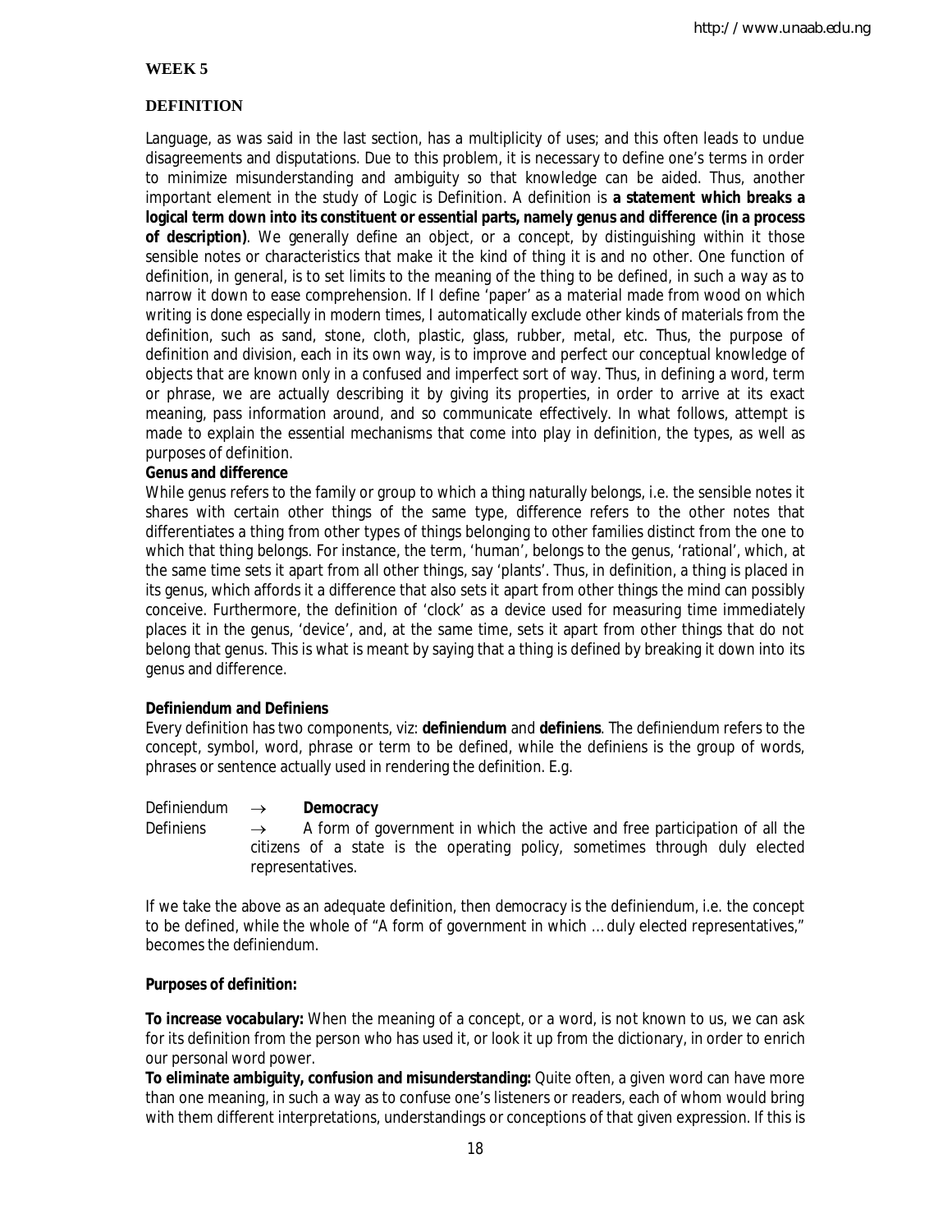**WEEK 5**

**DEFINITION**

Language, as was said in the last section, has a multiplicity of uses; and this often leads to undue disagreements and disputations. Due to this problem, it is necessary to define one's terms in order to minimize misunderstanding and ambiguity so that knowledge can be aided. Thus, another important element in the study of Logic is Definition. A definition is **a statement which breaks a logical term down into its constituent or essential parts, namely genus and difference (in a process of description)**. We generally define an object, or a concept, by distinguishing within it those sensible notes or characteristics that make it the kind of thing it is and no other. One function of definition, in general, is to set limits to the meaning of the thing to be defined, in such a way as to narrow it down to ease comprehension. If I define 'paper' as a material made from wood on which writing is done especially in modern times, I automatically exclude other kinds of materials from the definition, such as sand, stone, cloth, plastic, glass, rubber, metal, etc. Thus, the purpose of definition and division, each in its own way, is to improve and perfect our conceptual knowledge of objects that are known only in a confused and imperfect sort of way. Thus, in defining a word, term or phrase, we are actually describing it by giving its properties, in order to arrive at its exact meaning, pass information around, and so communicate effectively. In what follows, attempt is made to explain the essential mechanisms that come into play in definition, the types, as well as purposes of definition.

**Genus and difference**

While genus refers to the family or group to which a thing naturally belongs, i.e. the sensible notes it shares with certain other things of the same type, difference refers to the other notes that differentiates a thing from other types of things belonging to other families distinct from the one to which that thing belongs. For instance, the term, 'human', belongs to the genus, 'rational', which, at the same time sets it apart from all other things, say 'plants'. Thus, in definition, a thing is placed in its genus, which affords it a difference that also sets it apart from other things the mind can possibly conceive. Furthermore, the definition of 'clock' as a device used for measuring time immediately places it in the genus, 'device', and, at the same time, sets it apart from other things that do not belong that genus. This is what is meant by saying that a thing is defined by breaking it down into its genus and difference.

**Definiendum and Definiens**

Every definition has two components, viz: **definiendum** and **definiens**. The definiendum refers to the concept, symbol, word, phrase or term to be defined, while the definiens is the group of words, phrases or sentence actually used in rendering the definition. E.g.

Definiendum → **Democracy**

Definiens → A form of government in which the active and free participation of all the citizens of a state is the operating policy, sometimes through duly elected representatives.

If we take the above as an adequate definition, then democracy is the definiendum, i.e. the concept to be defined, while the whole of "A form of government in which … duly elected representatives," becomes the definiendum.

**Purposes of definition:**

**To increase vocabulary:** When the meaning of a concept, or a word, is not known to us, we can ask for its definition from the person who has used it, or look it up from the dictionary, in order to enrich our personal word power.

**To eliminate ambiguity, confusion and misunderstanding:** Quite often, a given word can have more than one meaning, in such a way as to confuse one's listeners or readers, each of whom would bring with them different interpretations, understandings or conceptions of that given expression. If this is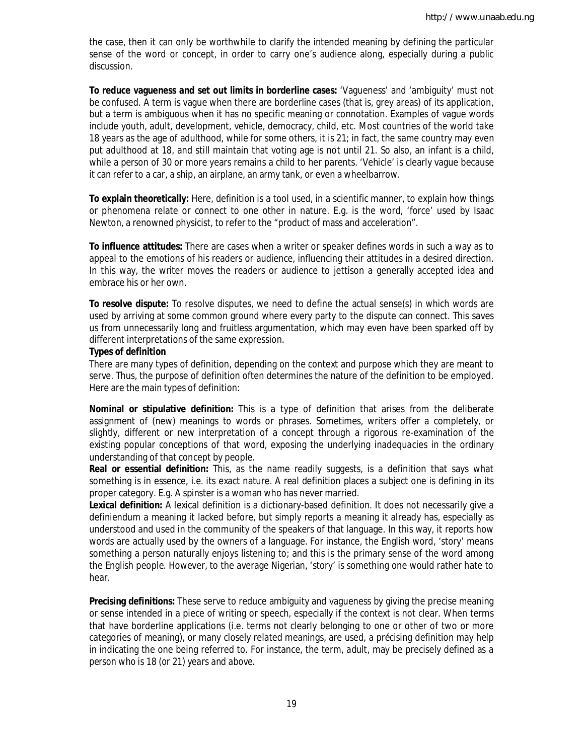the case, then it can only be worthwhile to clarify the intended meaning by defining the particular sense of the word or concept, in order to carry one's audience along, especially during a public discussion.

**To reduce vagueness and set out limits in borderline cases:** 'Vagueness' and 'ambiguity' must not be confused. A term is vague when there are borderline cases (that is, grey areas) of its application, but a term is ambiguous when it has no specific meaning or connotation. Examples of vague words include youth, adult, development, vehicle, democracy, child, etc. Most countries of the world take 18 years as the age of adulthood, while for some others, it is 21; in fact, the same country may even put adulthood at 18, and still maintain that voting age is not until 21. So also, an infant is a child, while a person of 30 or more years remains a child to her parents. 'Vehicle' is clearly vague because it can refer to a car, a ship, an airplane, an army tank, or even a wheelbarrow.

**To explain theoretically:** Here, definition is a tool used, in a scientific manner, to explain how things or phenomena relate or connect to one other in nature. E.g. is the word, 'force' used by Isaac Newton, a renowned physicist, to refer to the "product of mass and acceleration".

**To influence attitudes:** There are cases when a writer or speaker defines words in such a way as to appeal to the emotions of his readers or audience, influencing their attitudes in a desired direction. In this way, the writer moves the readers or audience to jettison a generally accepted idea and embrace his or her own.

**To resolve dispute:** To resolve disputes, we need to define the actual sense(s) in which words are used by arriving at some common ground where every party to the dispute can connect. This saves us from unnecessarily long and fruitless argumentation, which may even have been sparked off by different interpretations of the same expression.

**Types of definition**

There are many types of definition, depending on the context and purpose which they are meant to serve. Thus, the purpose of definition often determines the nature of the definition to be employed. Here are the main types of definition:

**Nominal or stipulative definition:** This is a type of definition that arises from the deliberate assignment of (new) meanings to words or phrases. Sometimes, writers offer a completely, or slightly, different or new interpretation of a concept through a rigorous re-examination of the existing popular conceptions of that word, exposing the underlying inadequacies in the ordinary understanding of that concept by people.

**Real or essential definition:** This, as the name readily suggests, is a definition that says what something is in essence, i.e. its exact nature. A real definition places a subject one is defining in its proper category. E.g. A spinster is a woman who has never married.

**Lexical definition:** A lexical definition is a dictionary-based definition. It does not necessarily give a definiendum a meaning it lacked before, but simply reports a meaning it already has, especially as understood and used in the community of the speakers of that language. In this way, it reports how words are actually used by the owners of a language. For instance, the English word, 'story' means something a person naturally enjoys listening to; and this is the primary sense of the word among the English people. However, to the average Nigerian, 'story' is something one would rather hate to hear.

**Precising definitions:** These serve to reduce ambiguity and vagueness by giving the precise meaning or sense intended in a piece of writing or speech, especially if the context is not clear. When terms that have borderline applications (i.e. terms not clearly belonging to one or other of two or more categories of meaning), or many closely related meanings, are used, a précising definition may help in indicating the one being referred to. For instance, the term, *adult*, may be precisely defined as a person who is 18 (or 21) years and above.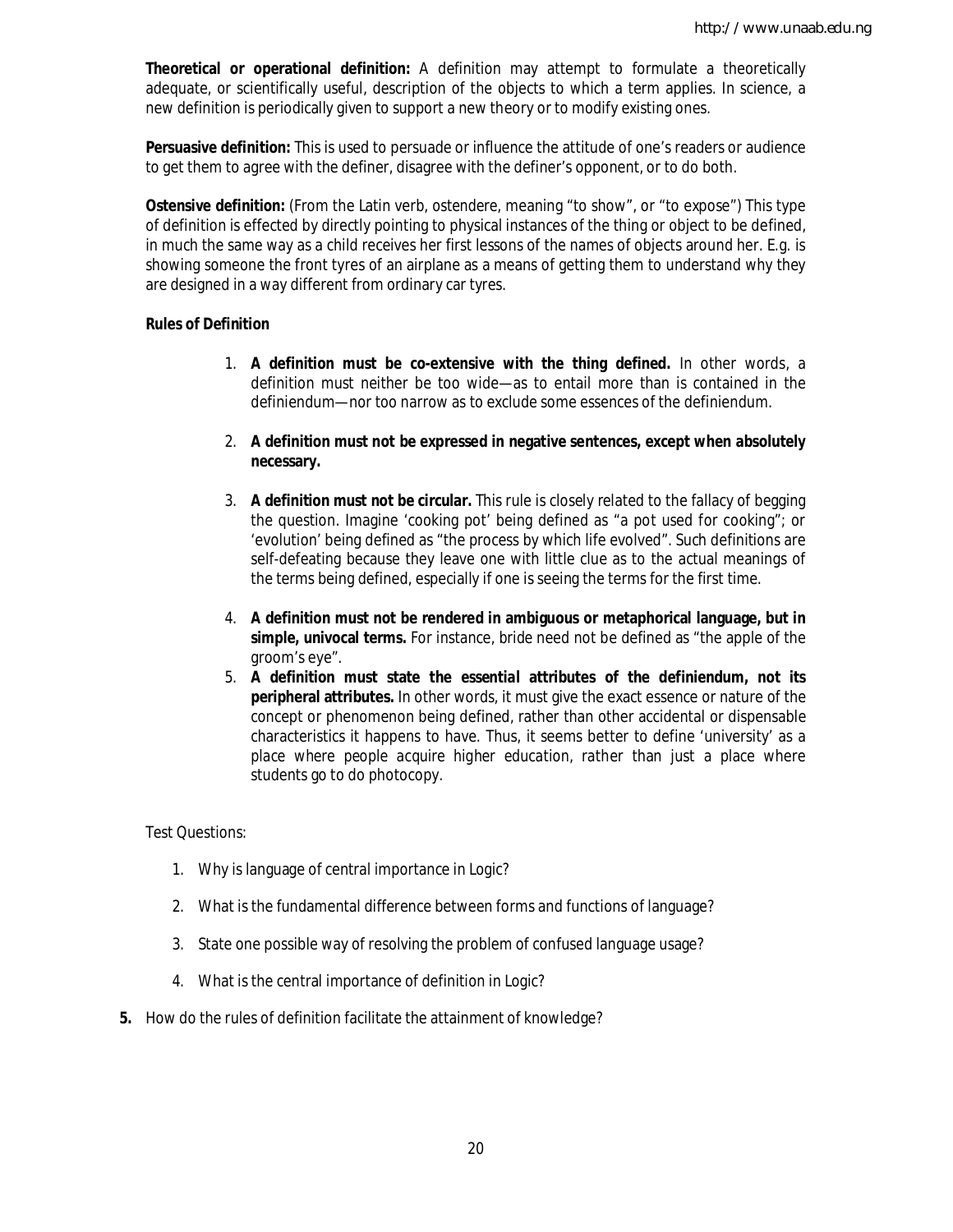**Theoretical or operational definition:** A definition may attempt to formulate a theoretically adequate, or scientifically useful, description of the objects to which a term applies. In science, a new definition is periodically given to support a new theory or to modify existing ones.

**Persuasive definition:** This is used to persuade or influence the attitude of one's readers or audience to get them to agree with the definer, disagree with the definer's opponent, or to do both.

**Ostensive definition:** (From the Latin verb, ostendere, meaning "to show", or "to expose") This type of definition is effected by directly pointing to physical instances of the thing or object to be defined, in much the same way as a child receives her first lessons of the names of objects around her. E.g. is showing someone the front tyres of an airplane as a means of getting them to understand why they are designed in a way different from ordinary car tyres.

**Rules of Definition**

1. **A definition must be co-extensive with the thing defined.** In other words, a definition must neither be too wide—as to entail more than is contained in the definiendum—nor too narrow as to exclude some essences of the definiendum.

2. **A definition must not be expressed in negative sentences, except when absolutely necessary.**

3. **A definition must not be circular.** This rule is closely related to the fallacy of begging the question. Imagine 'cooking pot' being defined as "a pot used for cooking"; or 'evolution' being defined as "the process by which life evolved". Such definitions are self-defeating because they leave one with little clue as to the actual meanings of the terms being defined, especially if one is seeing the terms for the first time.

4. **A definition must not be rendered in ambiguous or metaphorical language, but in simple, univocal terms.** For instance, bride need not be defined as "the apple of the groom's eye".

5. **A definition must state the essential attributes of the definiendum, not its peripheral attributes.** In other words, it must give the exact essence or nature of the concept or phenomenon being defined, rather than other accidental or dispensable characteristics it happens to have. Thus, it seems better to define 'university' as a place where people acquire higher education, rather than just a place where students go to do photocopy.

Test Questions:

1. Why is language of central importance in Logic?

2. What is the fundamental difference between forms and functions of language?

3. State one possible way of resolving the problem of confused language usage?

4. What is the central importance of definition in Logic?

5. How do the rules of definition facilitate the attainment of knowledge?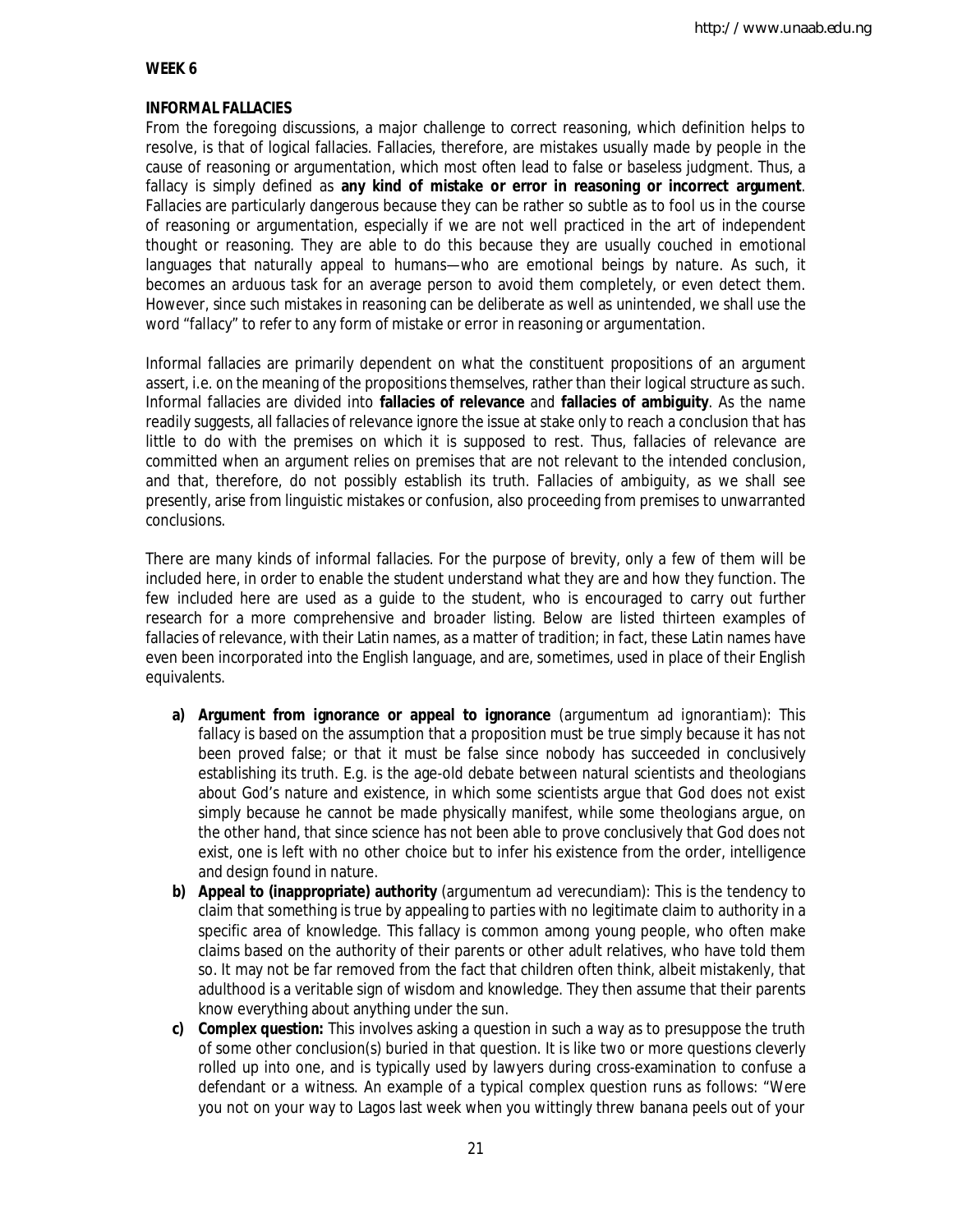**WEEK 6**

**INFORMAL FALLACIES**

From the foregoing discussions, a major challenge to correct reasoning, which definition helps to resolve, is that of logical fallacies. Fallacies, therefore, are mistakes usually made by people in the cause of reasoning or argumentation, which most often lead to false or baseless judgment. Thus, a fallacy is simply defined as **any kind of mistake or error in reasoning or incorrect argument**. Fallacies are particularly dangerous because they can be rather so subtle as to fool us in the course of reasoning or argumentation, especially if we are not well practiced in the art of independent thought or reasoning. They are able to do this because they are usually couched in emotional languages that naturally appeal to humans—who are emotional beings by nature. As such, it becomes an arduous task for an average person to avoid them completely, or even detect them. However, since such mistakes in reasoning can be deliberate as well as unintended, we shall use the word "fallacy" to refer to any form of mistake or error in reasoning or argumentation.

Informal fallacies are primarily dependent on what the constituent propositions of an argument assert, i.e. on the meaning of the propositions themselves, rather than their logical structure as such. Informal fallacies are divided into **fallacies of relevance** and **fallacies of ambiguity**. As the name readily suggests, all fallacies of relevance ignore the issue at stake only to reach a conclusion that has little to do with the premises on which it is supposed to rest. Thus, fallacies of relevance are committed when an argument relies on premises that are not relevant to the intended conclusion, and that, therefore, do not possibly establish its truth. Fallacies of ambiguity, as we shall see presently, arise from linguistic mistakes or confusion, also proceeding from premises to unwarranted conclusions.

There are many kinds of informal fallacies. For the purpose of brevity, only a few of them will be included here, in order to enable the student understand what they are and how they function. The few included here are used as a guide to the student, who is encouraged to carry out further research for a more comprehensive and broader listing. Below are listed thirteen examples of fallacies of relevance, with their Latin names, as a matter of tradition; in fact, these Latin names have even been incorporated into the English language, and are, sometimes, used in place of their English equivalents.

a) **Argument from ignorance or appeal to ignorance** (*argumentum ad ignorantiam*): This fallacy is based on the assumption that a proposition must be true simply because it has not been proved false; or that it must be false since nobody has succeeded in conclusively establishing its truth. E.g. is the age-old debate between natural scientists and theologians about God's nature and existence, in which some scientists argue that God does not exist simply because he cannot be made physically manifest, while some theologians argue, on the other hand, that since science has not been able to prove conclusively that God does not exist, one is left with no other choice but to infer his existence from the order, intelligence and design found in nature.

b) **Appeal to (inappropriate) authority** (*argumentum ad verecundiam*): This is the tendency to claim that something is true by appealing to parties with no legitimate claim to authority in a specific area of knowledge. This fallacy is common among young people, who often make claims based on the authority of their parents or other adult relatives, who have told them so. It may not be far removed from the fact that children often think, albeit mistakenly, that adulthood is a veritable sign of wisdom and knowledge. They then assume that their parents know everything about anything under the sun.

c) **Complex question:** This involves asking a question in such a way as to presuppose the truth of some other conclusion(s) buried in that question. It is like two or more questions cleverly rolled up into one, and is typically used by lawyers during cross-examination to confuse a defendant or a witness. An example of a typical complex question runs as follows: "Were you not on your way to Lagos last week when you wittingly threw banana peels out of your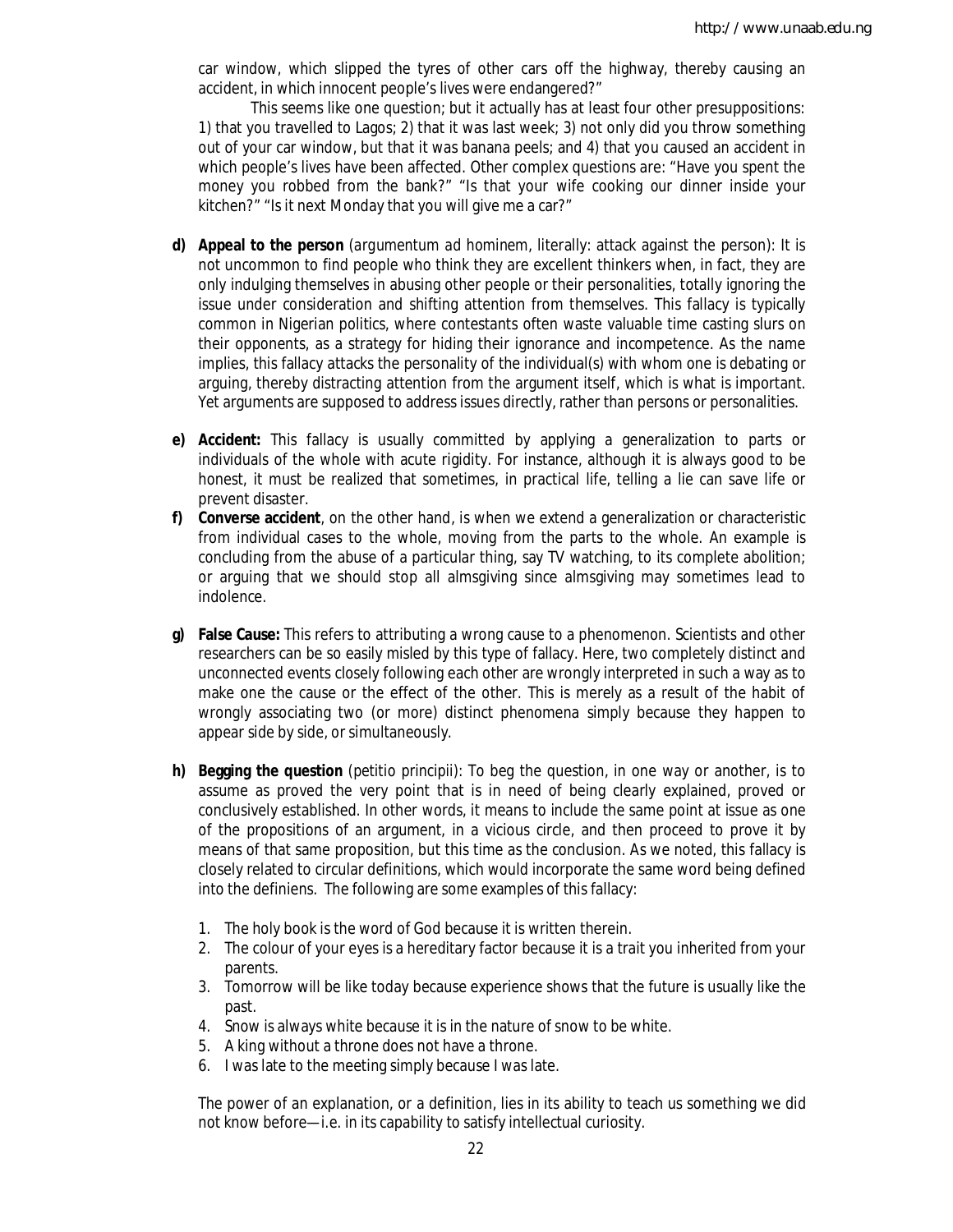car window, which slipped the tyres of other cars off the highway, thereby causing an accident, in which innocent people's lives were endangered?"

This seems like one question; but it actually has at least four other presuppositions: 1) that you travelled to Lagos; 2) that it was last week; 3) not only did you throw something out of your car window, but that it was banana peels; and 4) that you caused an accident in which people's lives have been affected. Other complex questions are: "Have you spent the money you robbed from the bank?" "Is that your wife cooking our dinner inside your kitchen?" "Is it next Monday that you will give me a car?"

d) **Appeal to the person** (argumentum ad hominem, literally: attack against the person): It is not uncommon to find people who think they are excellent thinkers when, in fact, they are only indulging themselves in abusing other people or their personalities, totally ignoring the issue under consideration and shifting attention from themselves. This fallacy is typically common in Nigerian politics, where contestants often waste valuable time casting slurs on their opponents, as a strategy for hiding their ignorance and incompetence. As the name implies, this fallacy attacks the personality of the individual(s) with whom one is debating or arguing, thereby distracting attention from the argument itself, which is what is important. Yet arguments are supposed to address issues directly, rather than persons or personalities.

e) **Accident:** This fallacy is usually committed by applying a generalization to parts or individuals of the whole with acute rigidity. For instance, although it is always good to be honest, it must be realized that sometimes, in practical life, telling a lie can save life or prevent disaster.

f) **Converse accident**, on the other hand, is when we extend a generalization or characteristic from individual cases to the whole, moving from the parts to the whole. An example is concluding from the abuse of a particular thing, say TV watching, to its complete abolition; or arguing that we should stop all almsgiving since almsgiving may sometimes lead to indolence.

g) **False Cause:** This refers to attributing a wrong cause to a phenomenon. Scientists and other researchers can be so easily misled by this type of fallacy. Here, two completely distinct and unconnected events closely following each other are wrongly interpreted in such a way as to make one the cause or the effect of the other. This is merely as a result of the habit of wrongly associating two (or more) distinct phenomena simply because they happen to appear side by side, or simultaneously.

h) **Begging the question** (petitio principii): To beg the question, in one way or another, is to assume as proved the very point that is in need of being clearly explained, proved or conclusively established. In other words, it means to include the same point at issue as one of the propositions of an argument, in a vicious circle, and then proceed to prove it by means of that same proposition, but this time as the conclusion. As we noted, this fallacy is closely related to circular definitions, which would incorporate the same word being defined into the definiens. The following are some examples of this fallacy:

   1. The holy book is the word of God because it is written therein.
   2. The colour of your eyes is a hereditary factor because it is a trait you inherited from your parents.
   3. Tomorrow will be like today because experience shows that the future is usually like the past.
   4. Snow is always white because it is in the nature of snow to be white.
   5. A king without a throne does not have a throne.
   6. I was late to the meeting simply because I was late.

   The power of an explanation, or a definition, lies in its ability to teach us something we did not know before—i.e. in its capability to satisfy intellectual curiosity.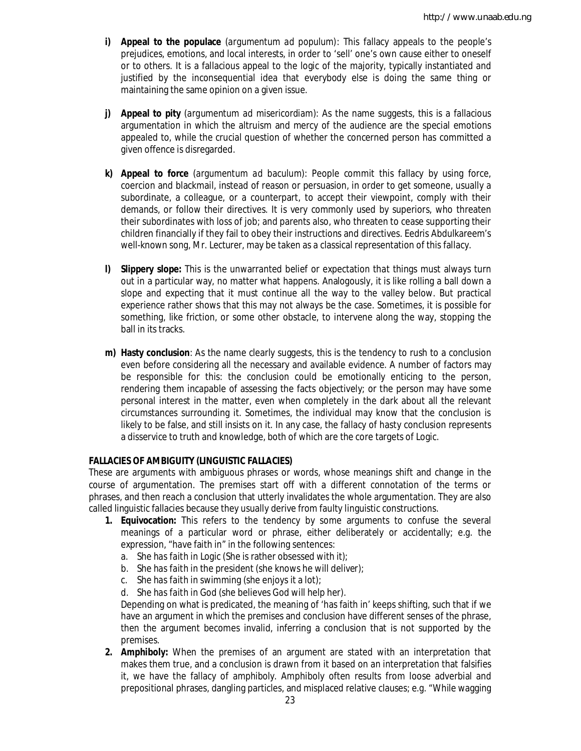i) **Appeal to the populace** (*argumentum ad populum*): This fallacy appeals to the people's prejudices, emotions, and local interests, in order to 'sell' one's own cause either to oneself or to others. It is a fallacious appeal to the logic of the majority, typically instantiated and justified by the inconsequential idea that everybody else is doing the same thing or maintaining the same opinion on a given issue.

j) **Appeal to pity** (*argumentum ad misericordiam*): As the name suggests, this is a fallacious argumentation in which the altruism and mercy of the audience are the special emotions appealed to, while the crucial question of whether the concerned person has committed a given offence is disregarded.

k) **Appeal to force** (*argumentum ad baculum*): People commit this fallacy by using force, coercion and blackmail, instead of reason or persuasion, in order to get someone, usually a subordinate, a colleague, or a counterpart, to accept their viewpoint, comply with their demands, or follow their directives. It is very commonly used by superiors, who threaten their subordinates with loss of job; and parents also, who threaten to cease supporting their children financially if they fail to obey their instructions and directives. Eedris Abdulkareem's well-known song, Mr. Lecturer, may be taken as a classical representation of this fallacy.

l) **Slippery slope:** This is the unwarranted belief or expectation that things must always turn out in a particular way, no matter what happens. Analogously, it is like rolling a ball down a slope and expecting that it must continue all the way to the valley below. But practical experience rather shows that this may not always be the case. Sometimes, it is possible for something, like friction, or some other obstacle, to intervene along the way, stopping the ball in its tracks.

m) **Hasty conclusion**: As the name clearly suggests, this is the tendency to rush to a conclusion even before considering all the necessary and available evidence. A number of factors may be responsible for this: the conclusion could be emotionally enticing to the person, rendering them incapable of assessing the facts objectively; or the person may have some personal interest in the matter, even when completely in the dark about all the relevant circumstances surrounding it. Sometimes, the individual may know that the conclusion is likely to be false, and still insists on it. In any case, the fallacy of hasty conclusion represents a disservice to truth and knowledge, both of which are the core targets of Logic.

**FALLACIES OF AMBIGUITY (LINGUISTIC FALLACIES)**

These are arguments with ambiguous phrases or words, whose meanings shift and change in the course of argumentation. The premises start off with a different connotation of the terms or phrases, and then reach a conclusion that utterly invalidates the whole argumentation. They are also called linguistic fallacies because they usually derive from faulty linguistic constructions.

1. **Equivocation:** This refers to the tendency by some arguments to confuse the several meanings of a particular word or phrase, either deliberately or accidentally; e.g. the expression, "have faith in" in the following sentences:
   a. She has faith in Logic (She is rather obsessed with it);
   b. She has faith in the president (she knows he will deliver);
   c. She has faith in swimming (she enjoys it a lot);
   d. She has faith in God (she believes God will help her).

   Depending on what is predicated, the meaning of 'has faith in' keeps shifting, such that if we have an argument in which the premises and conclusion have different senses of the phrase, then the argument becomes invalid, inferring a conclusion that is not supported by the premises.
2. **Amphiboly:** When the premises of an argument are stated with an interpretation that makes them true, and a conclusion is drawn from it based on an interpretation that falsifies it, we have the fallacy of amphiboly. Amphiboly often results from loose adverbial and prepositional phrases, dangling particles, and misplaced relative clauses; e.g. "While wagging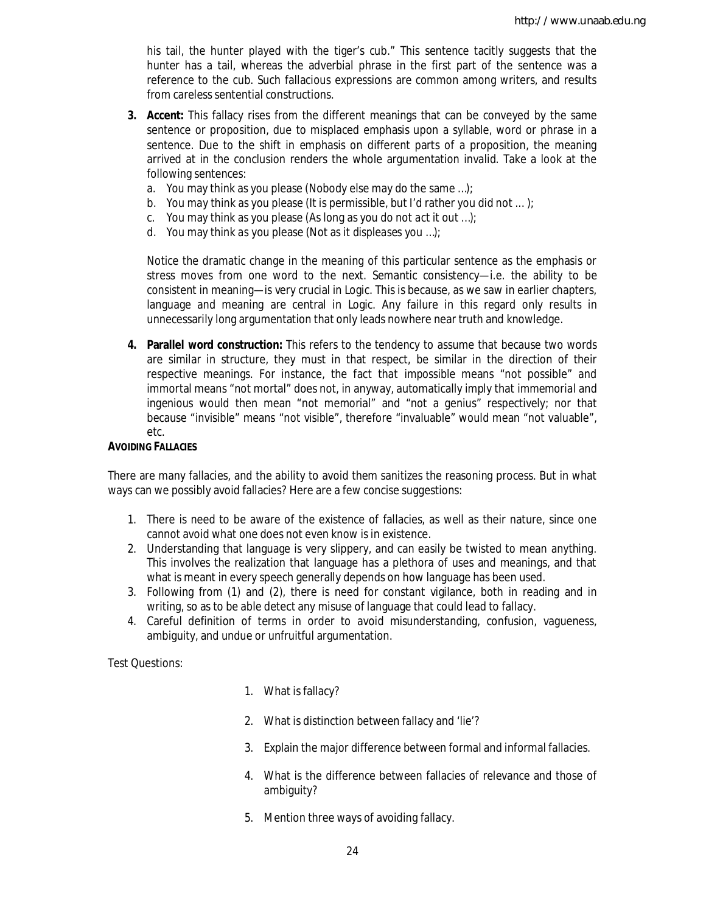his tail, the hunter played with the tiger's cub." This sentence tacitly suggests that the hunter has a tail, whereas the adverbial phrase in the first part of the sentence was a reference to the cub. Such fallacious expressions are common among writers, and results from careless sentential constructions.

3. **Accent:** This fallacy rises from the different meanings that can be conveyed by the same sentence or proposition, due to misplaced emphasis upon a syllable, word or phrase in a sentence. Due to the shift in emphasis on different parts of a proposition, the meaning arrived at in the conclusion renders the whole argumentation invalid. Take a look at the following sentences:
   a. *You* may think as you please (Nobody else may do the same ...);
   b. You *may* think as you please (It is permissible, but I'd rather you did not ... );
   c. You may *think* as you please (As long as you do not act it out ...);
   d. You may think as you *please* (Not as it displeases you ...);

   Notice the dramatic change in the meaning of this particular sentence as the emphasis or stress moves from one word to the next. Semantic consistency—i.e. the ability to be consistent in meaning—is very crucial in Logic. This is because, as we saw in earlier chapters, language and meaning are central in Logic. Any failure in this regard only results in unnecessarily long argumentation that only leads nowhere near truth and knowledge.

4. **Parallel word construction:** This refers to the tendency to assume that because two words are similar in structure, they must in that respect, be similar in the direction of their respective meanings. For instance, the fact that impossible means "not possible" and immortal means "not mortal" does not, in anyway, automatically imply that immemorial and ingenious would then mean "not memorial" and "not a genius" respectively; nor that because "invisible" means "not visible", therefore "invaluable" would mean "not valuable", etc.

**AVOIDING FALLACIES**

There are many fallacies, and the ability to avoid them sanitizes the reasoning process. But in what ways can we possibly avoid fallacies? Here are a few concise suggestions:

1. There is need to be aware of the existence of fallacies, as well as their nature, since one cannot avoid what one does not even know is in existence.
2. Understanding that language is very slippery, and can easily be twisted to mean anything. This involves the realization that language has a plethora of uses and meanings, and that what is meant in every speech generally depends on how language has been used.
3. Following from (1) and (2), there is need for constant vigilance, both in reading and in writing, so as to be able detect any misuse of language that could lead to fallacy.
4. Careful definition of terms in order to avoid misunderstanding, confusion, vagueness, ambiguity, and undue or unfruitful argumentation.

Test Questions:

1. What is fallacy?
2. What is distinction between fallacy and 'lie'?
3. Explain the major difference between formal and informal fallacies.
4. What is the difference between fallacies of relevance and those of ambiguity?
5. Mention three ways of avoiding fallacy.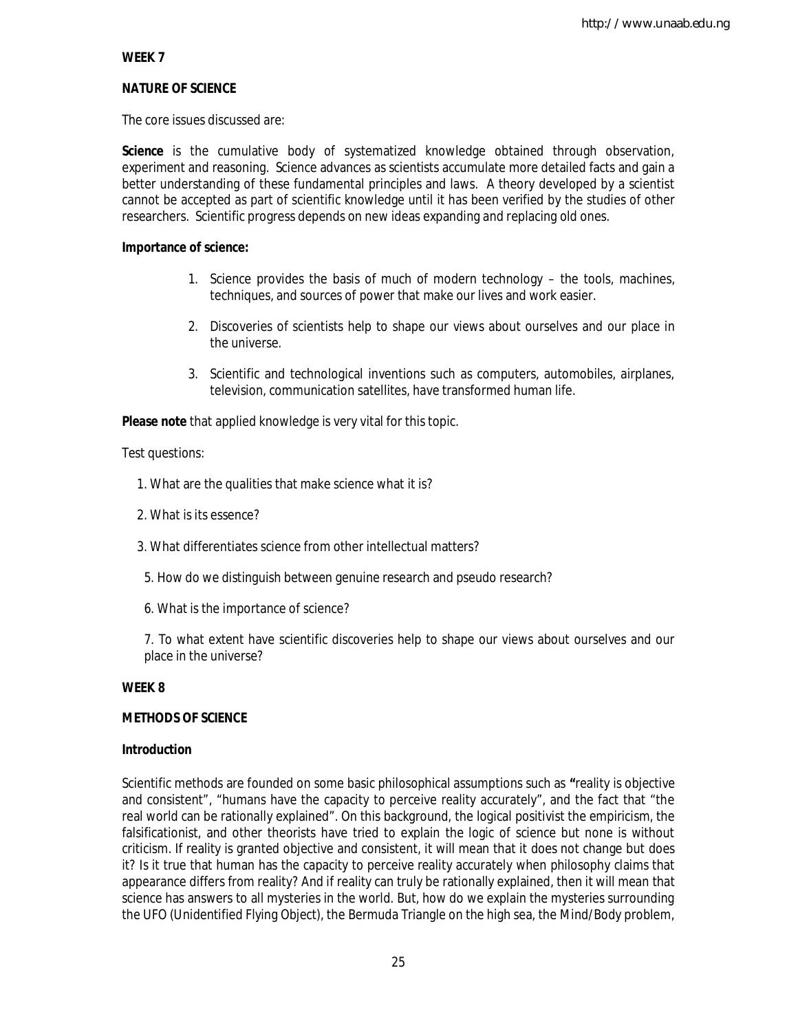**WEEK 7**

**NATURE OF SCIENCE**

The core issues discussed are:

**Science** is the cumulative body of systematized knowledge obtained through observation, experiment and reasoning. Science advances as scientists accumulate more detailed facts and gain a better understanding of these fundamental principles and laws. A theory developed by a scientist cannot be accepted as part of scientific knowledge until it has been verified by the studies of other researchers. Scientific progress depends on new ideas expanding and replacing old ones.

**Importance of science:**

1. Science provides the basis of much of modern technology – the tools, machines, techniques, and sources of power that make our lives and work easier.
2. Discoveries of scientists help to shape our views about ourselves and our place in the universe.
3. Scientific and technological inventions such as computers, automobiles, airplanes, television, communication satellites, have transformed human life.

**Please note** that applied knowledge is very vital for this topic.

Test questions:

1. What are the qualities that make science what it is?
2. What is its essence?
3. What differentiates science from other intellectual matters?

5. How do we distinguish between genuine research and pseudo research?

6. What is the importance of science?

7. To what extent have scientific discoveries help to shape our views about ourselves and our place in the universe?

**WEEK 8**

**METHODS OF SCIENCE**

**Introduction**

Scientific methods are founded on some basic philosophical assumptions such as **"**reality is objective and consistent", "humans have the capacity to perceive reality accurately", and the fact that "the real world can be rationally explained". On this background, the logical positivist the empiricism, the falsificationist, and other theorists have tried to explain the logic of science but none is without criticism. If reality is granted objective and consistent, it will mean that it does not change but does it? Is it true that human has the capacity to perceive reality accurately when philosophy claims that appearance differs from reality? And if reality can truly be rationally explained, then it will mean that science has answers to all mysteries in the world. But, how do we explain the mysteries surrounding the UFO (Unidentified Flying Object), the Bermuda Triangle on the high sea, the Mind/Body problem,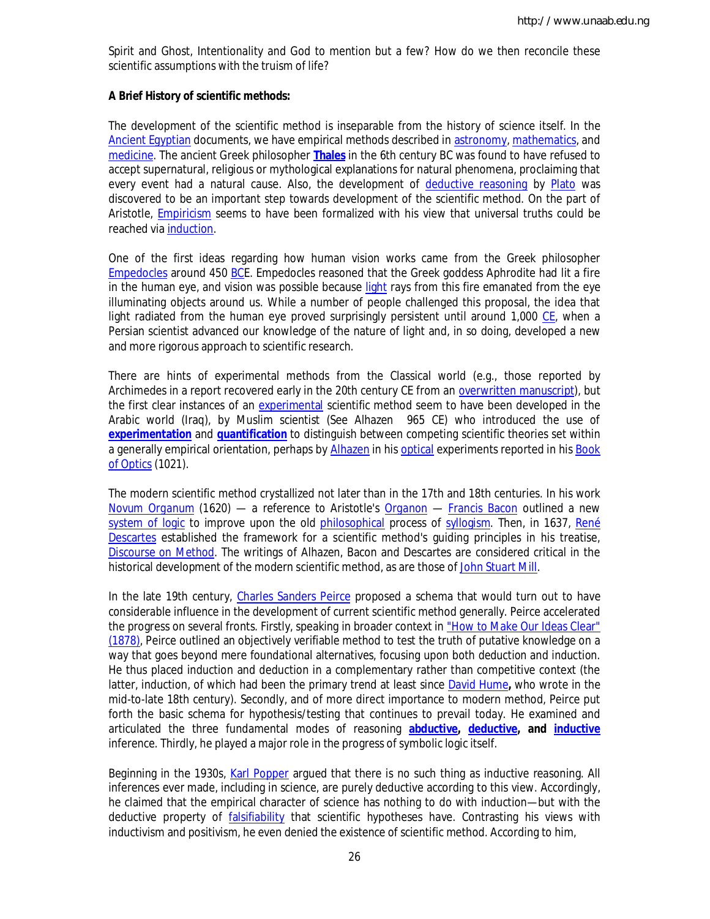Spirit and Ghost, Intentionality and God to mention but a few? How do we then reconcile these scientific assumptions with the truism of life?

**A Brief History of scientific methods:**

The development of the scientific method is inseparable from the history of science itself. In the Ancient Egyptian documents, we have empirical methods described in astronomy, mathematics, and medicine. The ancient Greek philosopher **Thales** in the 6th century BC was found to have refused to accept supernatural, religious or mythological explanations for natural phenomena, proclaiming that every event had a natural cause. Also, the development of deductive reasoning by Plato was discovered to be an important step towards development of the scientific method. On the part of Aristotle, Empiricism seems to have been formalized with his view that universal truths could be reached via induction.

One of the first ideas regarding how human vision works came from the Greek philosopher Empedocles around 450 BCE. Empedocles reasoned that the Greek goddess Aphrodite had lit a fire in the human eye, and vision was possible because light rays from this fire emanated from the eye illuminating objects around us. While a number of people challenged this proposal, the idea that light radiated from the human eye proved surprisingly persistent until around 1,000 CE, when a Persian scientist advanced our knowledge of the nature of light and, in so doing, developed a new and more rigorous approach to scientific research.

There are hints of experimental methods from the Classical world (e.g., those reported by Archimedes in a report recovered early in the 20th century CE from an overwritten manuscript), but the first clear instances of an experimental scientific method seem to have been developed in the Arabic world (Iraq), by Muslim scientist (See Alhazen 965 CE) who introduced the use of **experimentation** and **quantification** to distinguish between competing scientific theories set within a generally empirical orientation, perhaps by Alhazen in his optical experiments reported in his Book of Optics (1021).

The modern scientific method crystallized not later than in the 17th and 18th centuries. In his work Novum Organum (1620) — a reference to Aristotle's Organon — Francis Bacon outlined a new system of logic to improve upon the old philosophical process of syllogism. Then, in 1637, René Descartes established the framework for a scientific method's guiding principles in his treatise, Discourse on Method. The writings of Alhazen, Bacon and Descartes are considered critical in the historical development of the modern scientific method, as are those of John Stuart Mill.

In the late 19th century, Charles Sanders Peirce proposed a schema that would turn out to have considerable influence in the development of current scientific method generally. Peirce accelerated the progress on several fronts. Firstly, speaking in broader context in "How to Make Our Ideas Clear" (1878), Peirce outlined an objectively verifiable method to test the truth of putative knowledge on a way that goes beyond mere foundational alternatives, focusing upon both deduction and induction. He thus placed induction and deduction in a complementary rather than competitive context (the latter, induction, of which had been the primary trend at least since David Hume**,** who wrote in the mid-to-late 18th century). Secondly, and of more direct importance to modern method, Peirce put forth the basic schema for hypothesis/testing that continues to prevail today. He examined and articulated the three fundamental modes of reasoning **abductive, deductive, and inductive** inference. Thirdly, he played a major role in the progress of symbolic logic itself.

Beginning in the 1930s, Karl Popper argued that there is no such thing as inductive reasoning. All inferences ever made, including in science, are purely deductive according to this view. Accordingly, he claimed that the empirical character of science has nothing to do with induction—but with the deductive property of falsifiability that scientific hypotheses have. Contrasting his views with inductivism and positivism, he even denied the existence of scientific method. According to him,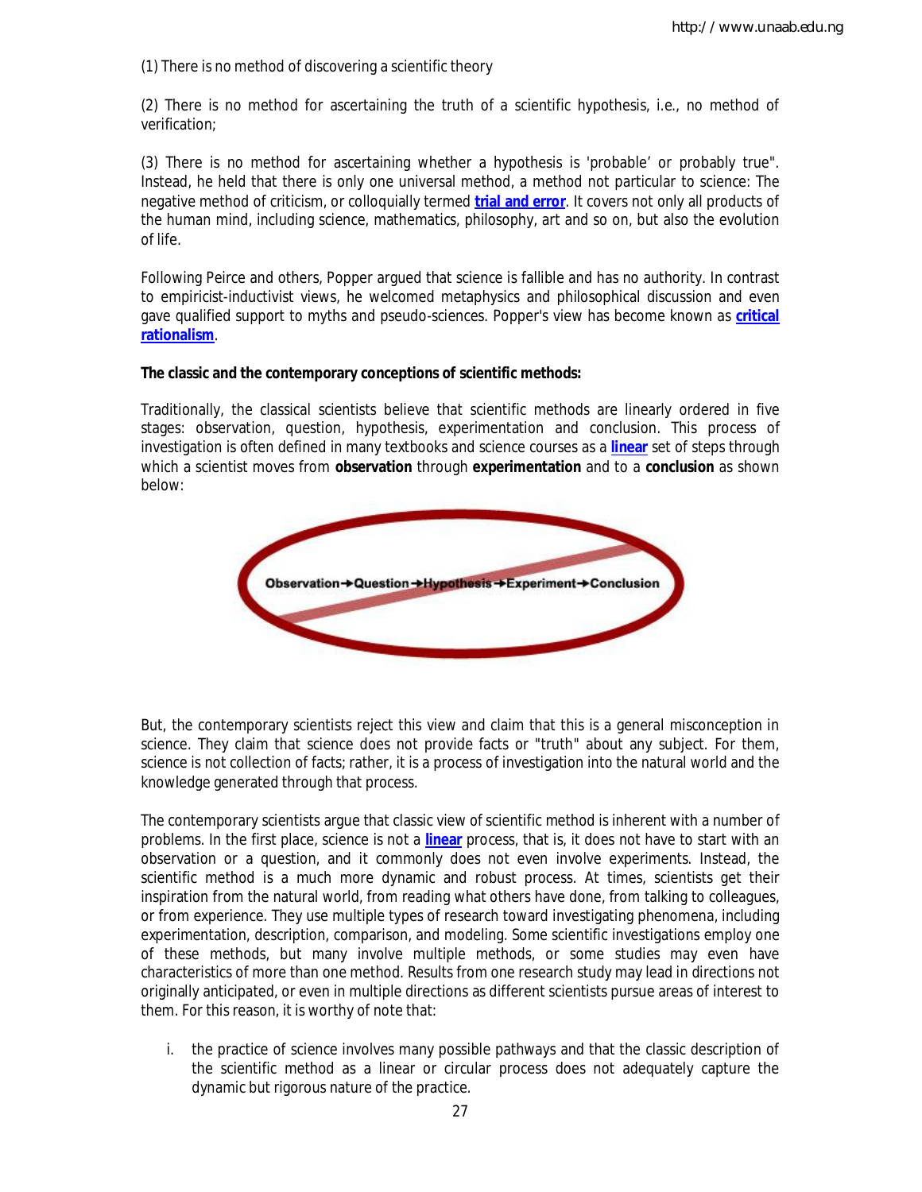(1) There is no method of discovering a scientific theory

(2) There is no method for ascertaining the truth of a scientific hypothesis, i.e., no method of verification;

(3) There is no method for ascertaining whether a hypothesis is 'probable' or probably true". Instead, he held that there is only one universal method, a method not particular to science: The negative method of criticism, or colloquially termed **trial and error**. It covers not only all products of the human mind, including science, mathematics, philosophy, art and so on, but also the evolution of life.

Following Peirce and others, Popper argued that science is fallible and has no authority. In contrast to empiricist-inductivist views, he welcomed metaphysics and philosophical discussion and even gave qualified support to myths and pseudo-sciences. Popper's view has become known as **critical rationalism**.

**The classic and the contemporary conceptions of scientific methods:**

Traditionally, the classical scientists believe that scientific methods are linearly ordered in five stages: observation, question, hypothesis, experimentation and conclusion. This process of investigation is often defined in many textbooks and science courses as a **linear** set of steps through which a scientist moves from **observation** through **experimentation** and to a **conclusion** as shown below:

Observation→Question→Hypothesis→Experiment→Conclusion

But, the contemporary scientists reject this view and claim that this is a general misconception in science. They claim that science does not provide facts or "truth" about any subject. For them, science is not collection of facts; rather, it is a process of investigation into the natural world and the knowledge generated through that process.

The contemporary scientists argue that classic view of scientific method is inherent with a number of problems. In the first place, science is not a **linear** process, that is, it does not have to start with an observation or a question, and it commonly does not even involve experiments. Instead, the scientific method is a much more dynamic and robust process. At times, scientists get their inspiration from the natural world, from reading what others have done, from talking to colleagues, or from experience. They use multiple types of research toward investigating phenomena, including experimentation, description, comparison, and modeling. Some scientific investigations employ one of these methods, but many involve multiple methods, or some studies may even have characteristics of more than one method. Results from one research study may lead in directions not originally anticipated, or even in multiple directions as different scientists pursue areas of interest to them. For this reason, it is worthy of note that:

i. the practice of science involves many possible pathways and that the classic description of the scientific method as a linear or circular process does not adequately capture the dynamic but rigorous nature of the practice.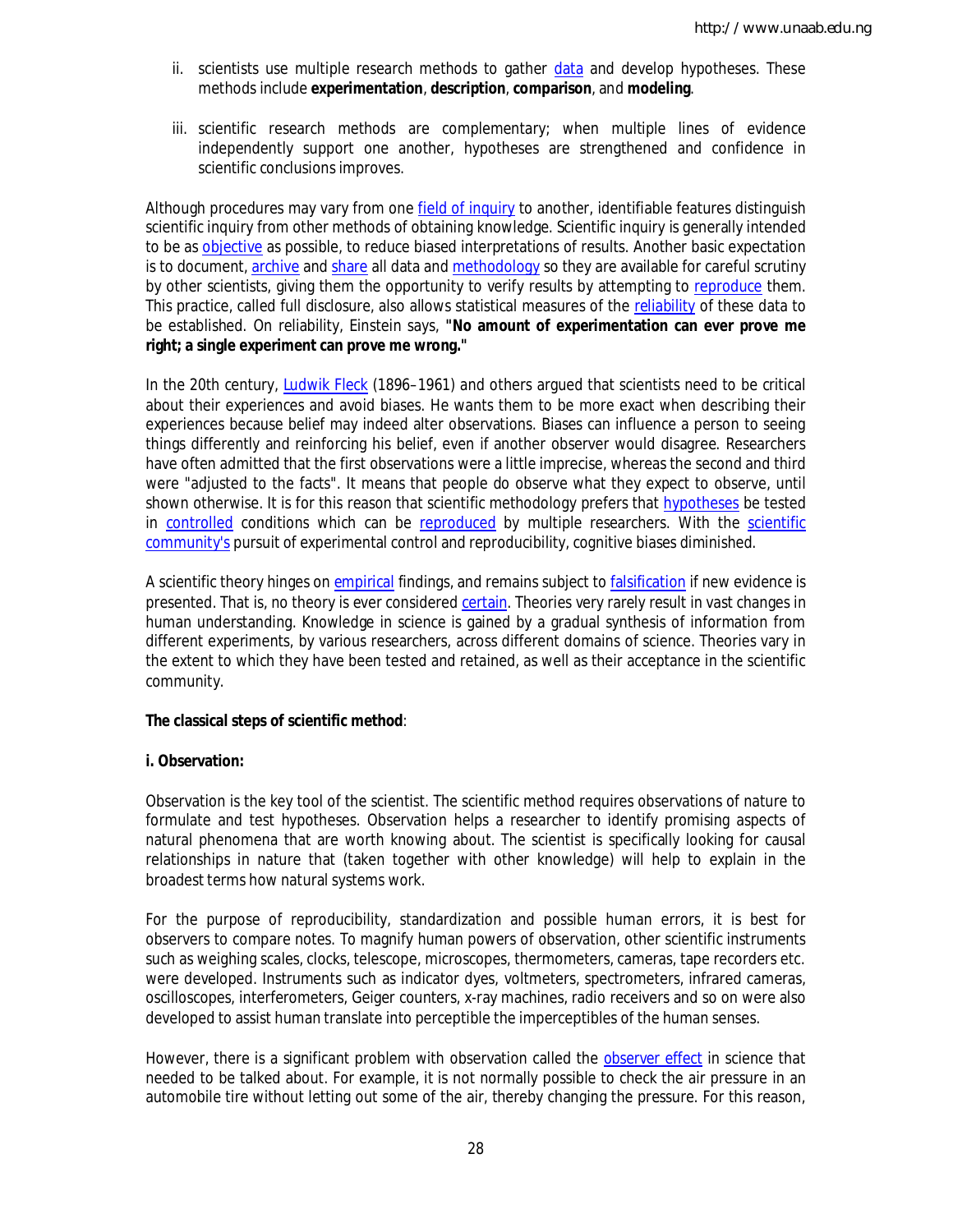ii. scientists use multiple research methods to gather data and develop hypotheses. These methods include **experimentation**, **description**, **comparison**, and **modeling**.

iii. scientific research methods are complementary; when multiple lines of evidence independently support one another, hypotheses are strengthened and confidence in scientific conclusions improves.

Although procedures may vary from one field of inquiry to another, identifiable features distinguish scientific inquiry from other methods of obtaining knowledge. Scientific inquiry is generally intended to be as objective as possible, to reduce biased interpretations of results. Another basic expectation is to document, archive and share all data and methodology so they are available for careful scrutiny by other scientists, giving them the opportunity to verify results by attempting to reproduce them. This practice, called full disclosure, also allows statistical measures of the reliability of these data to be established. On reliability, Einstein says, **"No amount of experimentation can ever prove me right; a single experiment can prove me wrong."**

In the 20th century, Ludwik Fleck (1896–1961) and others argued that scientists need to be critical about their experiences and avoid biases. He wants them to be more exact when describing their experiences because belief may indeed alter observations. Biases can influence a person to seeing things differently and reinforcing his belief, even if another observer would disagree. Researchers have often admitted that the first observations were a little imprecise, whereas the second and third were "adjusted to the facts". It means that people do observe what they expect to observe, until shown otherwise. It is for this reason that scientific methodology prefers that hypotheses be tested in controlled conditions which can be reproduced by multiple researchers. With the scientific community's pursuit of experimental control and reproducibility, cognitive biases diminished.

A scientific theory hinges on empirical findings, and remains subject to falsification if new evidence is presented. That is, no theory is ever considered certain. Theories very rarely result in vast changes in human understanding. Knowledge in science is gained by a gradual synthesis of information from different experiments, by various researchers, across different domains of science. Theories vary in the extent to which they have been tested and retained, as well as their acceptance in the scientific community.

**The classical steps of scientific method**:

**i. Observation:**

Observation is the key tool of the scientist. The scientific method requires observations of nature to formulate and test hypotheses. Observation helps a researcher to identify promising aspects of natural phenomena that are worth knowing about. The scientist is specifically looking for causal relationships in nature that (taken together with other knowledge) will help to explain in the broadest terms how natural systems work.

For the purpose of reproducibility, standardization and possible human errors, it is best for observers to compare notes. To magnify human powers of observation, other scientific instruments such as weighing scales, clocks, telescope, microscopes, thermometers, cameras, tape recorders etc. were developed. Instruments such as indicator dyes, voltmeters, spectrometers, infrared cameras, oscilloscopes, interferometers, Geiger counters, x-ray machines, radio receivers and so on were also developed to assist human translate into perceptible the imperceptibles of the human senses.

However, there is a significant problem with observation called the observer effect in science that needed to be talked about. For example, it is not normally possible to check the air pressure in an automobile tire without letting out some of the air, thereby changing the pressure. For this reason,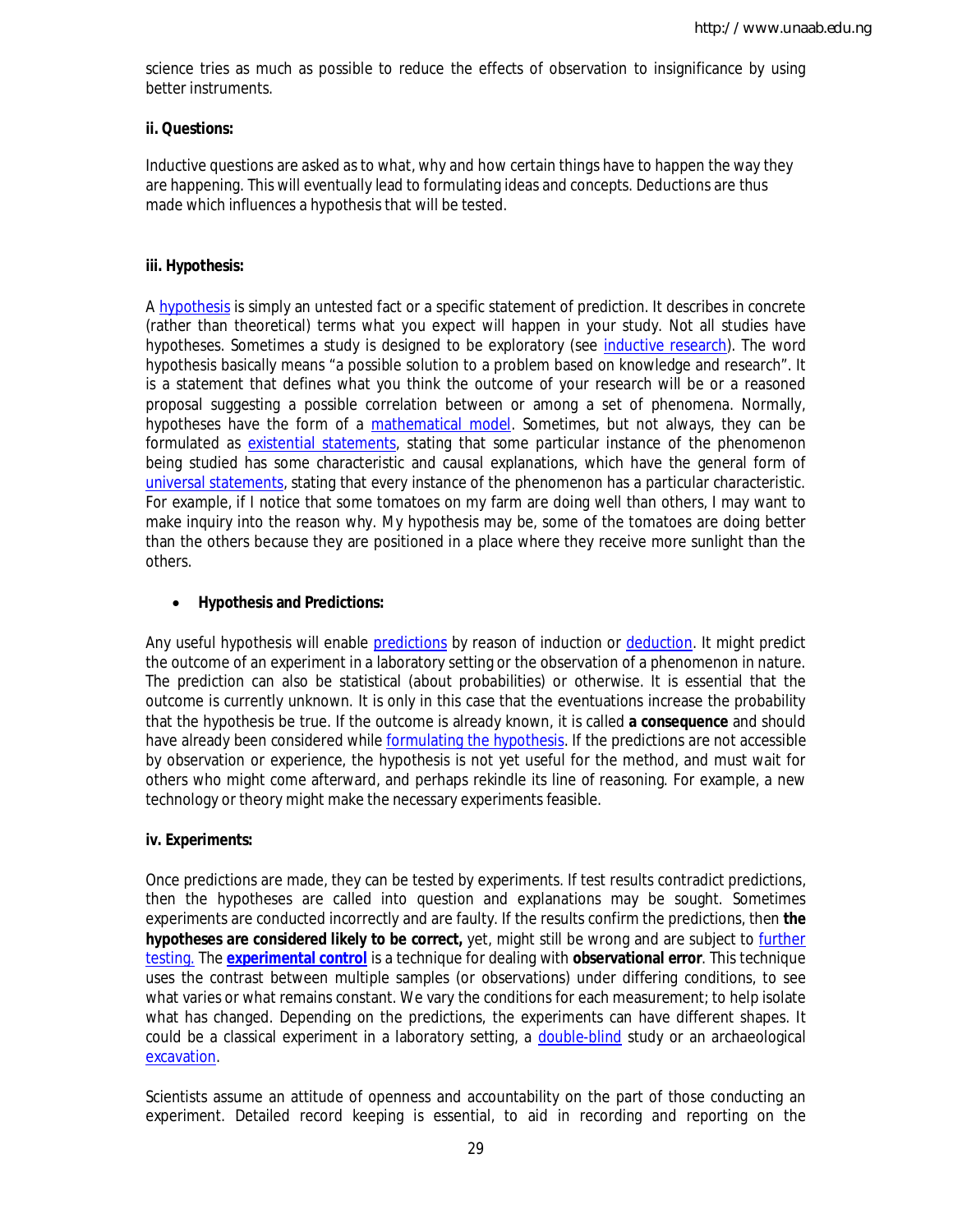science tries as much as possible to reduce the effects of observation to insignificance by using better instruments.

**ii. Questions:**

Inductive questions are asked as to what, why and how certain things have to happen the way they are happening. This will eventually lead to formulating ideas and concepts. Deductions are thus made which influences a hypothesis that will be tested.

**iii. Hypothesis:**

A hypothesis is simply an untested fact or a specific statement of prediction. It describes in concrete (rather than theoretical) terms what you expect will happen in your study. Not all studies have hypotheses. Sometimes a study is designed to be exploratory (see inductive research). The word hypothesis basically means "a possible solution to a problem based on knowledge and research". It is a statement that defines what you think the outcome of your research will be or a reasoned proposal suggesting a possible correlation between or among a set of phenomena. Normally, hypotheses have the form of a mathematical model. Sometimes, but not always, they can be formulated as existential statements, stating that some particular instance of the phenomenon being studied has some characteristic and causal explanations, which have the general form of universal statements, stating that every instance of the phenomenon has a particular characteristic. For example, if I notice that some tomatoes on my farm are doing well than others, I may want to make inquiry into the reason why. My hypothesis may be, some of the tomatoes are doing better than the others because they are positioned in a place where they receive more sunlight than the others.

- **Hypothesis and Predictions:**

Any useful hypothesis will enable predictions by reason of induction or deduction. It might predict the outcome of an experiment in a laboratory setting or the observation of a phenomenon in nature. The prediction can also be statistical (about probabilities) or otherwise. It is essential that the outcome is currently unknown. It is only in this case that the eventuations increase the probability that the hypothesis be true. If the outcome is already known, it is called **a consequence** and should have already been considered while formulating the hypothesis. If the predictions are not accessible by observation or experience, the hypothesis is not yet useful for the method, and must wait for others who might come afterward, and perhaps rekindle its line of reasoning. For example, a new technology or theory might make the necessary experiments feasible.

**iv. Experiments:**

Once predictions are made, they can be tested by experiments. If test results contradict predictions, then the hypotheses are called into question and explanations may be sought. Sometimes experiments are conducted incorrectly and are faulty. If the results confirm the predictions, then **the hypotheses are considered likely to be correct,** yet, might still be wrong and are subject to further testing. The **experimental control** is a technique for dealing with **observational error**. This technique uses the contrast between multiple samples (or observations) under differing conditions, to see what varies or what remains constant. We vary the conditions for each measurement; to help isolate what has changed. Depending on the predictions, the experiments can have different shapes. It could be a classical experiment in a laboratory setting, a double-blind study or an archaeological excavation.

Scientists assume an attitude of openness and accountability on the part of those conducting an experiment. Detailed record keeping is essential, to aid in recording and reporting on the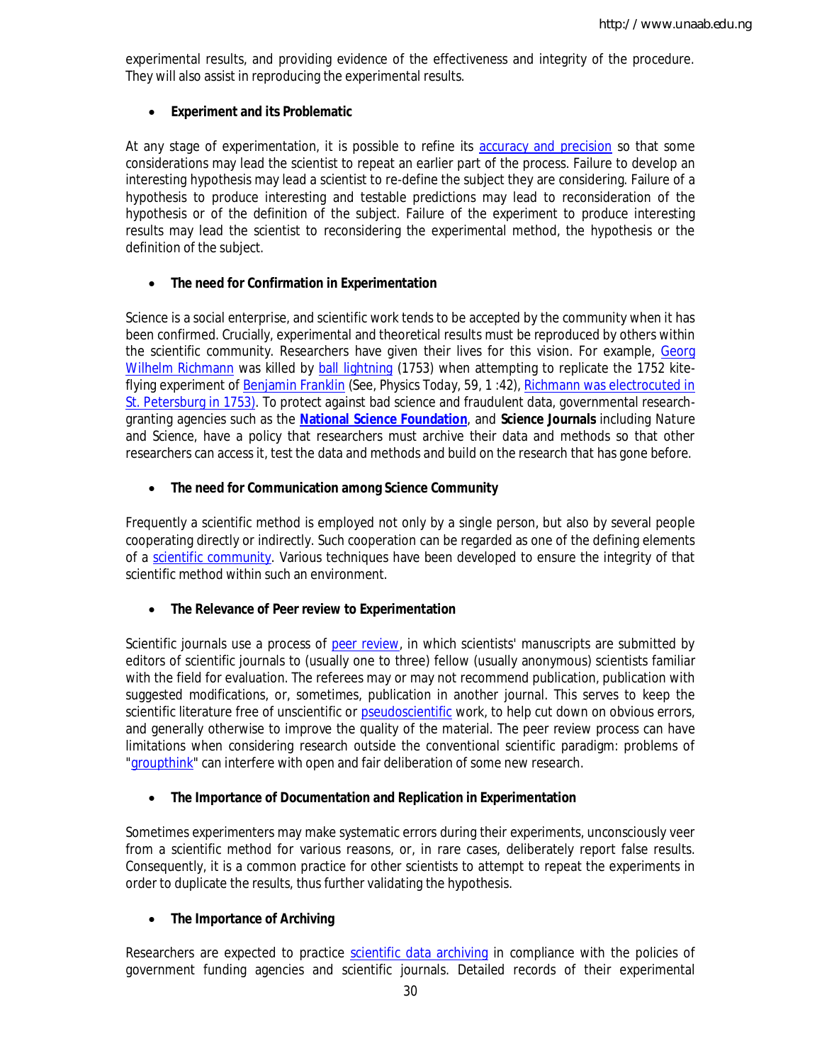experimental results, and providing evidence of the effectiveness and integrity of the procedure. They will also assist in reproducing the experimental results.

- **Experiment and its Problematic**

At any stage of experimentation, it is possible to refine its accuracy and precision so that some considerations may lead the scientist to repeat an earlier part of the process. Failure to develop an interesting hypothesis may lead a scientist to re-define the subject they are considering. Failure of a hypothesis to produce interesting and testable predictions may lead to reconsideration of the hypothesis or of the definition of the subject. Failure of the experiment to produce interesting results may lead the scientist to reconsidering the experimental method, the hypothesis or the definition of the subject.

- **The need for Confirmation in Experimentation**

Science is a social enterprise, and scientific work tends to be accepted by the community when it has been confirmed. Crucially, experimental and theoretical results must be reproduced by others within the scientific community. Researchers have given their lives for this vision. For example, Georg Wilhelm Richmann was killed by ball lightning (1753) when attempting to replicate the 1752 kite-flying experiment of Benjamin Franklin (See, Physics Today, 59, 1 :42), Richmann was electrocuted in St. Petersburg in 1753). To protect against bad science and fraudulent data, governmental research-granting agencies such as the **National Science Foundation**, and **Science Journals** including Nature and Science, have a policy that researchers must archive their data and methods so that other researchers can access it, test the data and methods and build on the research that has gone before.

- **The need for Communication among Science Community**

Frequently a scientific method is employed not only by a single person, but also by several people cooperating directly or indirectly. Such cooperation can be regarded as one of the defining elements of a scientific community. Various techniques have been developed to ensure the integrity of that scientific method within such an environment.

- **The Relevance of Peer review to Experimentation**

Scientific journals use a process of peer review, in which scientists' manuscripts are submitted by editors of scientific journals to (usually one to three) fellow (usually anonymous) scientists familiar with the field for evaluation. The referees may or may not recommend publication, publication with suggested modifications, or, sometimes, publication in another journal. This serves to keep the scientific literature free of unscientific or pseudoscientific work, to help cut down on obvious errors, and generally otherwise to improve the quality of the material. The peer review process can have limitations when considering research outside the conventional scientific paradigm: problems of "groupthink" can interfere with open and fair deliberation of some new research.

- **The Importance of Documentation and Replication in Experimentation**

Sometimes experimenters may make systematic errors during their experiments, unconsciously veer from a scientific method for various reasons, or, in rare cases, deliberately report false results. Consequently, it is a common practice for other scientists to attempt to repeat the experiments in order to duplicate the results, thus further validating the hypothesis.

- **The Importance of Archiving**

Researchers are expected to practice scientific data archiving in compliance with the policies of government funding agencies and scientific journals. Detailed records of their experimental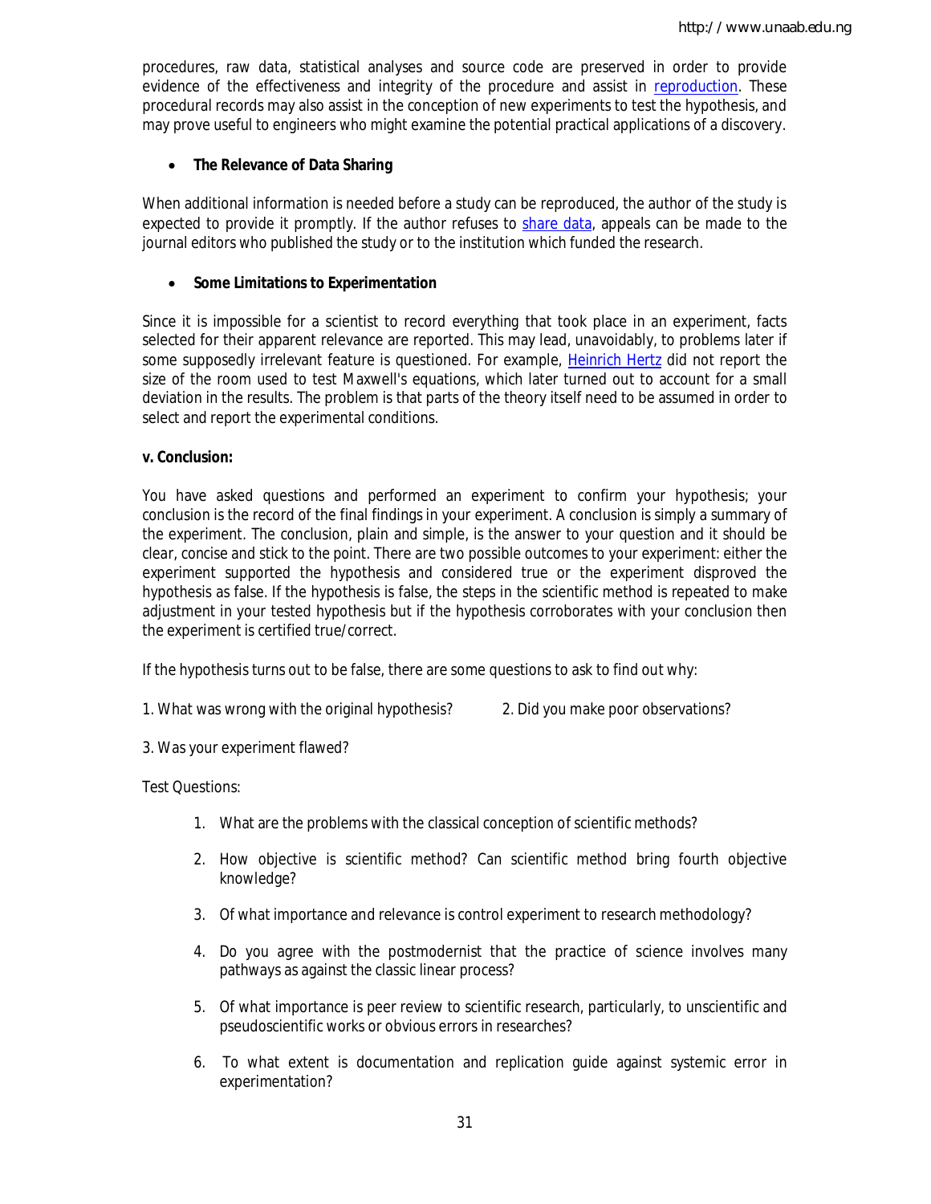procedures, raw data, statistical analyses and source code are preserved in order to provide evidence of the effectiveness and integrity of the procedure and assist in reproduction. These procedural records may also assist in the conception of new experiments to test the hypothesis, and may prove useful to engineers who might examine the potential practical applications of a discovery.

- **The Relevance of Data Sharing**

When additional information is needed before a study can be reproduced, the author of the study is expected to provide it promptly. If the author refuses to share data, appeals can be made to the journal editors who published the study or to the institution which funded the research.

- **Some Limitations to Experimentation**

Since it is impossible for a scientist to record everything that took place in an experiment, facts selected for their apparent relevance are reported. This may lead, unavoidably, to problems later if some supposedly irrelevant feature is questioned. For example, Heinrich Hertz did not report the size of the room used to test Maxwell's equations, which later turned out to account for a small deviation in the results. The problem is that parts of the theory itself need to be assumed in order to select and report the experimental conditions.

**v. Conclusion:**

You have asked questions and performed an experiment to confirm your hypothesis; your conclusion is the record of the final findings in your experiment. A conclusion is simply a summary of the experiment. The conclusion, plain and simple, is the answer to your question and it should be clear, concise and stick to the point. There are two possible outcomes to your experiment: either the experiment supported the hypothesis and considered true or the experiment disproved the hypothesis as false. If the hypothesis is false, the steps in the scientific method is repeated to make adjustment in your tested hypothesis but if the hypothesis corroborates with your conclusion then the experiment is certified true/correct.

If the hypothesis turns out to be false, there are some questions to ask to find out why:

1. What was wrong with the original hypothesis?
2. Did you make poor observations?
3. Was your experiment flawed?

Test Questions:

1. What are the problems with the classical conception of scientific methods?
2. How objective is scientific method? Can scientific method bring fourth objective knowledge?
3. Of what importance and relevance is control experiment to research methodology?
4. Do you agree with the postmodernist that the practice of science involves many pathways as against the classic linear process?
5. Of what importance is peer review to scientific research, particularly, to unscientific and pseudoscientific works or obvious errors in researches?
6. To what extent is documentation and replication guide against systemic error in experimentation?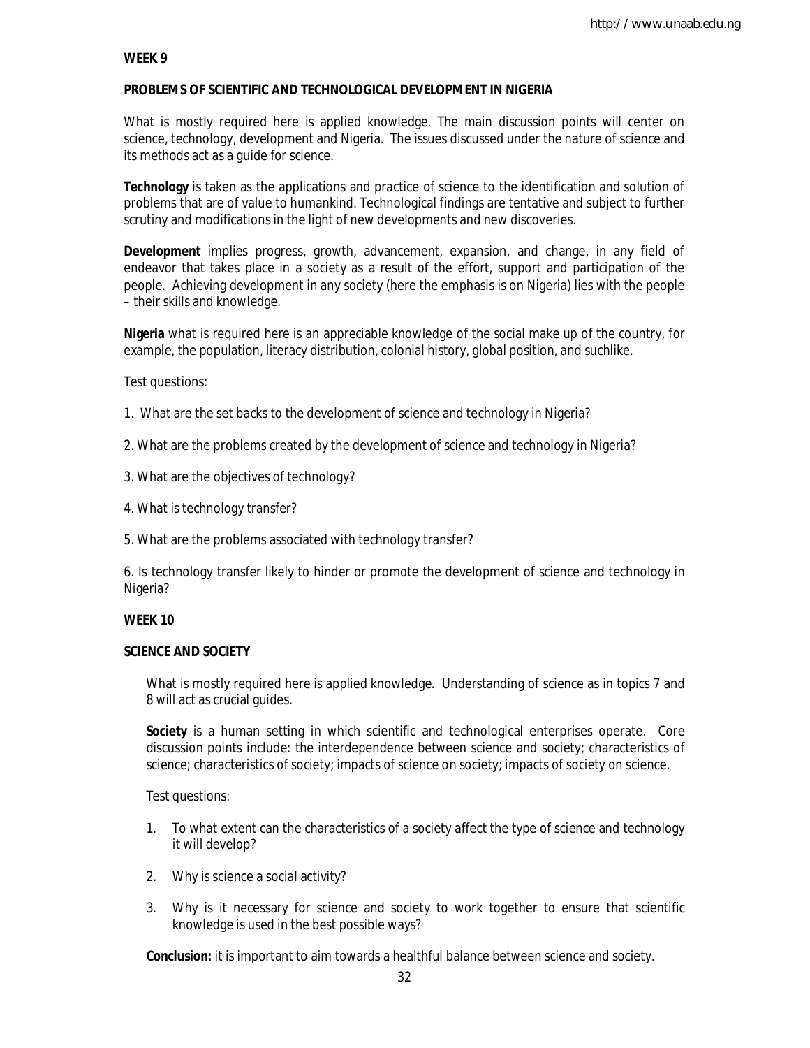**WEEK 9**

**PROBLEMS OF SCIENTIFIC AND TECHNOLOGICAL DEVELOPMENT IN NIGERIA**

What is mostly required here is applied knowledge. The main discussion points will center on science, technology, development and Nigeria. The issues discussed under the nature of science and its methods act as a guide for science.

**Technology** is taken as the applications and practice of science to the identification and solution of problems that are of value to humankind. Technological findings are tentative and subject to further scrutiny and modifications in the light of new developments and new discoveries.

**Development** implies progress, growth, advancement, expansion, and change, in any field of endeavor that takes place in a society as a result of the effort, support and participation of the people. Achieving development in any society (here the emphasis is on Nigeria) lies with the people – their skills and knowledge.

**Nigeria** what is required here is an appreciable knowledge of the social make up of the country, for example, the population, literacy distribution, colonial history, global position, and suchlike.

Test questions:

1. What are the set backs to the development of science and technology in Nigeria?

2. What are the problems created by the development of science and technology in Nigeria?

3. What are the objectives of technology?

4. What is technology transfer?

5. What are the problems associated with technology transfer?

6. Is technology transfer likely to hinder or promote the development of science and technology in Nigeria?

**WEEK 10**

**SCIENCE AND SOCIETY**

What is mostly required here is applied knowledge. Understanding of science as in topics 7 and 8 will act as crucial guides.

**Society** is a human setting in which scientific and technological enterprises operate. Core discussion points include: the interdependence between science and society; characteristics of science; characteristics of society; impacts of science on society; impacts of society on science.

Test questions:

1. To what extent can the characteristics of a society affect the type of science and technology it will develop?
2. Why is science a social activity?
3. Why is it necessary for science and society to work together to ensure that scientific knowledge is used in the best possible ways?

**Conclusion:** it is important to aim towards a healthful balance between science and society.